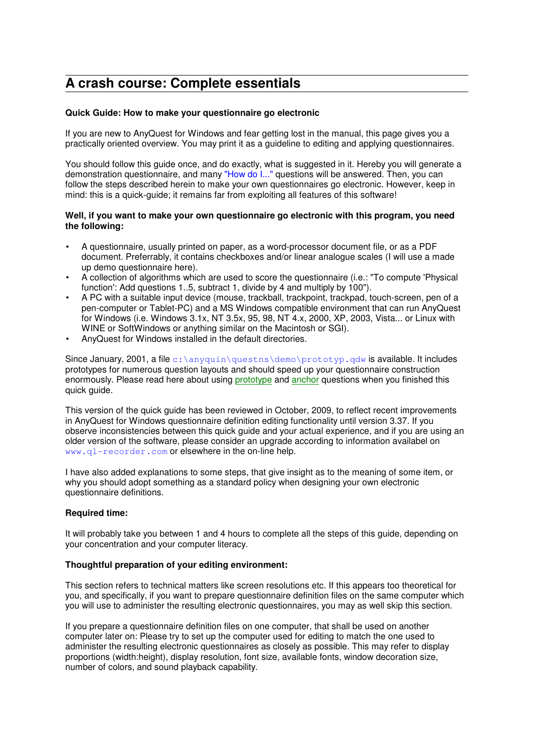# A crash course: Complete essentials

**Quick Guide: How to make your questionnaire go electronic**

If you are new to AnyQuest for Windows and fear getting lost in the manual, this page gives you a practically oriented overview. You may print it as a guideline to editing and applying questionnaires.

You should follow this guide once, and do exactly, what is suggested in it. Hereby you will generate a demonstration questionnaire, and many "How do I..." questions will be answered. Then, you can follow the steps described herein to make your own questionnaires go electronic. However, keep in mind: this is a quick-guide; it remains far from exploiting all features of this software!

**Well, if you want to make your own questionnaire go electronic with this program, you need the following:**

- A questionnaire, usually printed on paper, as a word-processor document file, or as a PDF document. Preferrably, it contains checkboxes and/or linear analogue scales (I will use a made up demo questionnaire here).
- A collection of algorithms which are used to score the questionnaire (i.e.: "To compute 'Physical function': Add questions 1..5, subtract 1, divide by 4 and multiply by 100").
- A PC with a suitable input device (mouse, trackball, trackpoint, trackpad, touch-screen, pen of a pen-computer or Tablet-PC) and a MS Windows compatible environment that can run AnyQuest for Windows (i.e. Windows 3.1x, NT 3.5x, 95, 98, NT 4.x, 2000, XP, 2003, Vista... or Linux with WINE or SoftWindows or anything similar on the Macintosh or SGI).
- AnyQuest for Windows installed in the default directories.

Since January, 2001, a file `c:\anyquin\questns\demo\prototyp.qdw` is available. It includes prototypes for numerous question layouts and should speed up your questionnaire construction enormously. Please read here about using prototype and anchor questions when you finished this quick guide.

This version of the quick guide has been reviewed in October, 2009, to reflect recent improvements in AnyQuest for Windows questionnaire definition editing functionality until version 3.37. If you observe inconsistencies between this quick guide and your actual experience, and if you are using an older version of the software, please consider an upgrade according to information availabel on `www.ql-recorder.com` or elsewhere in the on-line help.

I have also added explanations to some steps, that give insight as to the meaning of some item, or why you should adopt something as a standard policy when designing your own electronic questionnaire definitions.

**Required time:**

It will probably take you between 1 and 4 hours to complete all the steps of this guide, depending on your concentration and your computer literacy.

**Thoughtful preparation of your editing environment:**

This section refers to technical matters like screen resolutions etc. If this appears too theoretical for you, and specifically, if you want to prepare questionnaire definition files on the same computer which you will use to administer the resulting electronic questionnaires, you may as well skip this section.

If you prepare a questionnaire definition files on one computer, that shall be used on another computer later on: Please try to set up the computer used for editing to match the one used to administer the resulting electronic questionnaires as closely as possible. This may refer to display proportions (width:height), display resolution, font size, available fonts, window decoration size, number of colors, and sound playback capability.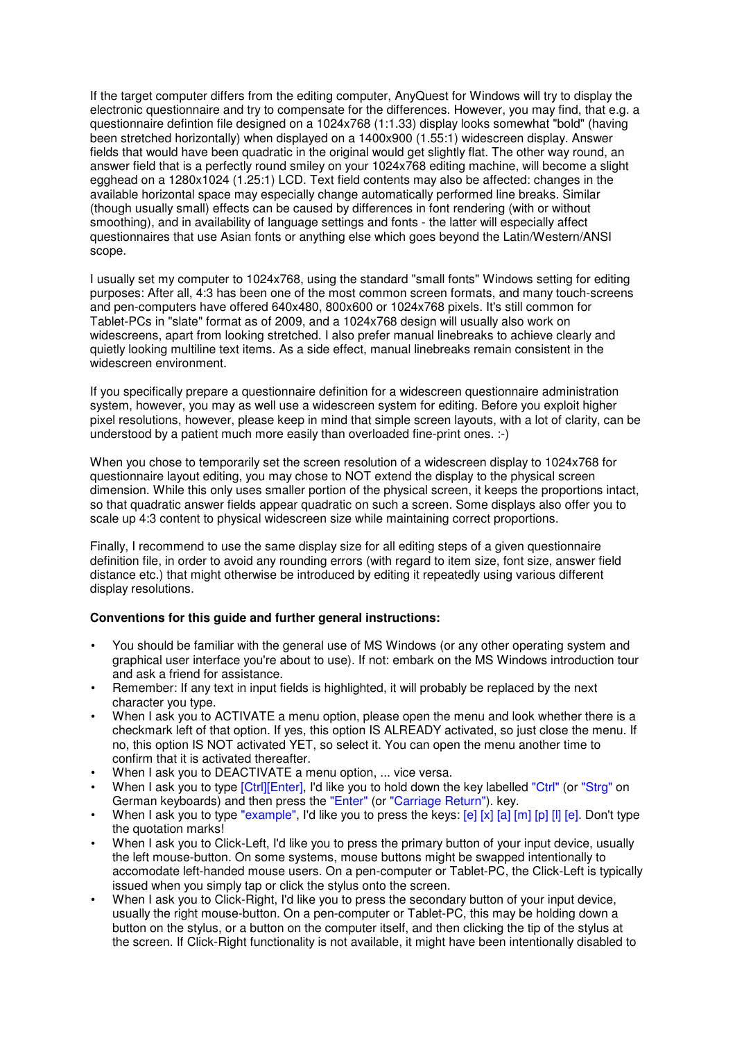If the target computer differs from the editing computer, AnyQuest for Windows will try to display the electronic questionnaire and try to compensate for the differences. However, you may find, that e.g. a questionnaire defintion file designed on a 1024x768 (1:1.33) display looks somewhat "bold" (having been stretched horizontally) when displayed on a 1400x900 (1.55:1) widescreen display. Answer fields that would have been quadratic in the original would get slightly flat. The other way round, an answer field that is a perfectly round smiley on your 1024x768 editing machine, will become a slight egghead on a 1280x1024 (1.25:1) LCD. Text field contents may also be affected: changes in the available horizontal space may especially change automatically performed line breaks. Similar (though usually small) effects can be caused by differences in font rendering (with or without smoothing), and in availability of language settings and fonts - the latter will especially affect questionnaires that use Asian fonts or anything else which goes beyond the Latin/Western/ANSI scope.

I usually set my computer to 1024x768, using the standard "small fonts" Windows setting for editing purposes: After all, 4:3 has been one of the most common screen formats, and many touch-screens and pen-computers have offered 640x480, 800x600 or 1024x768 pixels. It's still common for Tablet-PCs in "slate" format as of 2009, and a 1024x768 design will usually also work on widescreens, apart from looking stretched. I also prefer manual linebreaks to achieve clearly and quietly looking multiline text items. As a side effect, manual linebreaks remain consistent in the widescreen environment.

If you specifically prepare a questionnaire definition for a widescreen questionnaire administration system, however, you may as well use a widescreen system for editing. Before you exploit higher pixel resolutions, however, please keep in mind that simple screen layouts, with a lot of clarity, can be understood by a patient much more easily than overloaded fine-print ones. :-)

When you chose to temporarily set the screen resolution of a widescreen display to 1024x768 for questionnaire layout editing, you may chose to NOT extend the display to the physical screen dimension. While this only uses smaller portion of the physical screen, it keeps the proportions intact, so that quadratic answer fields appear quadratic on such a screen. Some displays also offer you to scale up 4:3 content to physical widescreen size while maintaining correct proportions.

Finally, I recommend to use the same display size for all editing steps of a given questionnaire definition file, in order to avoid any rounding errors (with regard to item size, font size, answer field distance etc.) that might otherwise be introduced by editing it repeatedly using various different display resolutions.

**Conventions for this guide and further general instructions:**

- You should be familiar with the general use of MS Windows (or any other operating system and graphical user interface you're about to use). If not: embark on the MS Windows introduction tour and ask a friend for assistance.
- Remember: If any text in input fields is highlighted, it will probably be replaced by the next character you type.
- When I ask you to ACTIVATE a menu option, please open the menu and look whether there is a checkmark left of that option. If yes, this option IS ALREADY activated, so just close the menu. If no, this option IS NOT activated YET, so select it. You can open the menu another time to confirm that it is activated thereafter.
- When I ask you to DEACTIVATE a menu option, ... vice versa.
- When I ask you to type [Ctrl][Enter], I'd like you to hold down the key labelled "Ctrl" (or "Strg" on German keyboards) and then press the "Enter" (or "Carriage Return"). key.
- When I ask you to type "example", I'd like you to press the keys: [e] [x] [a] [m] [p] [l] [e]. Don't type the quotation marks!
- When I ask you to Click-Left, I'd like you to press the primary button of your input device, usually the left mouse-button. On some systems, mouse buttons might be swapped intentionally to accomodate left-handed mouse users. On a pen-computer or Tablet-PC, the Click-Left is typically issued when you simply tap or click the stylus onto the screen.
- When I ask you to Click-Right, I'd like you to press the secondary button of your input device, usually the right mouse-button. On a pen-computer or Tablet-PC, this may be holding down a button on the stylus, or a button on the computer itself, and then clicking the tip of the stylus at the screen. If Click-Right functionality is not available, it might have been intentionally disabled to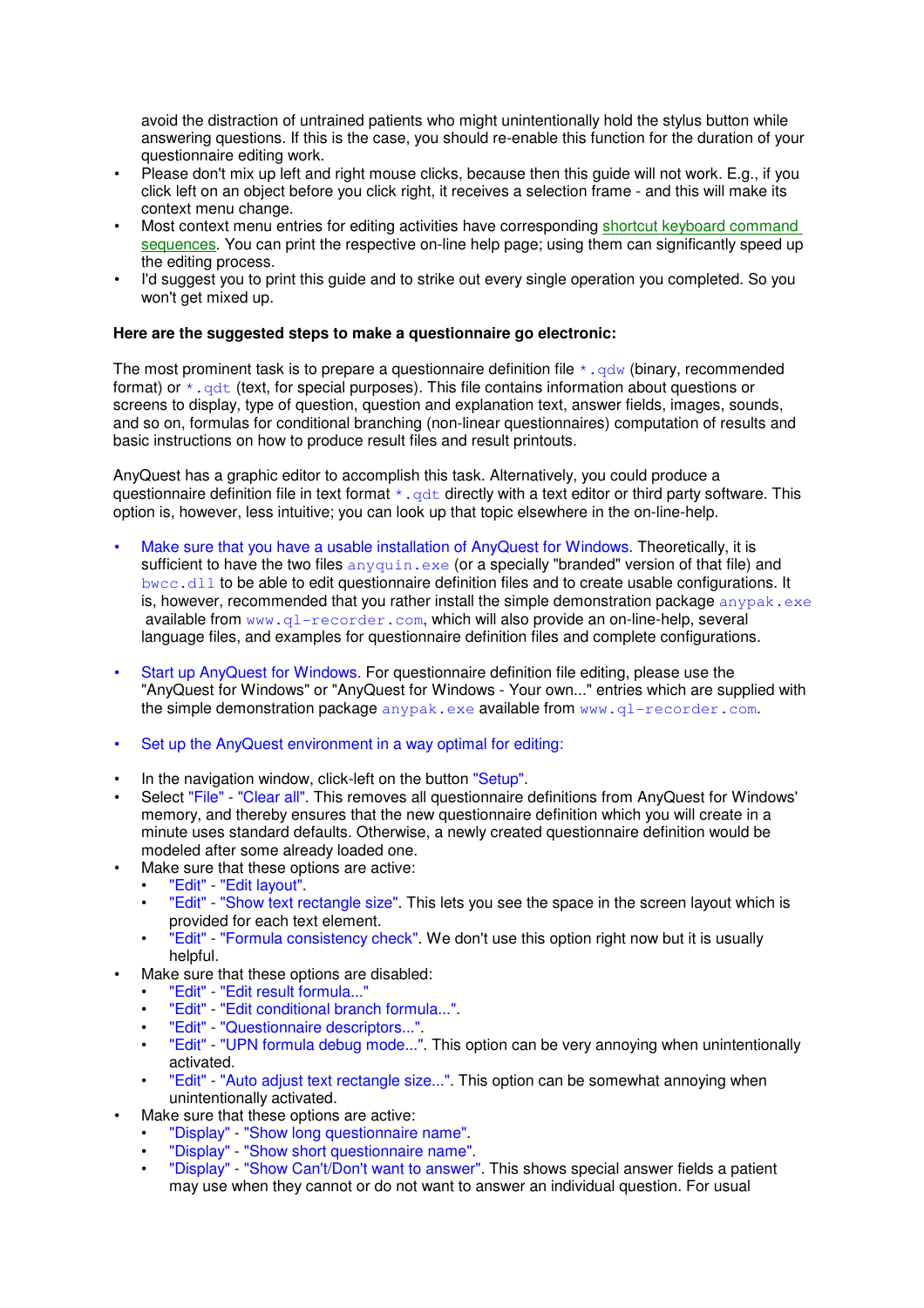avoid the distraction of untrained patients who might unintentionally hold the stylus button while answering questions. If this is the case, you should re-enable this function for the duration of your questionnaire editing work.

- Please don't mix up left and right mouse clicks, because then this guide will not work. E.g., if you click left on an object before you click right, it receives a selection frame - and this will make its context menu change.
- Most context menu entries for editing activities have corresponding shortcut keyboard command sequences. You can print the respective on-line help page; using them can significantly speed up the editing process.
- I'd suggest you to print this guide and to strike out every single operation you completed. So you won't get mixed up.

**Here are the suggested steps to make a questionnaire go electronic:**

The most prominent task is to prepare a questionnaire definition file `*.qdw` (binary, recommended format) or `*.qdt` (text, for special purposes). This file contains information about questions or screens to display, type of question, question and explanation text, answer fields, images, sounds, and so on, formulas for conditional branching (non-linear questionnaires) computation of results and basic instructions on how to produce result files and result printouts.

AnyQuest has a graphic editor to accomplish this task. Alternatively, you could produce a questionnaire definition file in text format `*.qdt` directly with a text editor or third party software. This option is, however, less intuitive; you can look up that topic elsewhere in the on-line-help.

- Make sure that you have a usable installation of AnyQuest for Windows. Theoretically, it is sufficient to have the two files `anyquin.exe` (or a specially "branded" version of that file) and `bwcc.dll` to be able to edit questionnaire definition files and to create usable configurations. It is, however, recommended that you rather install the simple demonstration package `anypak.exe` available from `www.ql-recorder.com`, which will also provide an on-line-help, several language files, and examples for questionnaire definition files and complete configurations.

- Start up AnyQuest for Windows. For questionnaire definition file editing, please use the "AnyQuest for Windows" or "AnyQuest for Windows - Your own..." entries which are supplied with the simple demonstration package `anypak.exe` available from `www.ql-recorder.com`.

- Set up the AnyQuest environment in a way optimal for editing:

- In the navigation window, click-left on the button "Setup".
- Select "File" - "Clear all". This removes all questionnaire definitions from AnyQuest for Windows' memory, and thereby ensures that the new questionnaire definition which you will create in a minute uses standard defaults. Otherwise, a newly created questionnaire definition would be modeled after some already loaded one.
- Make sure that these options are active:
  - "Edit" - "Edit layout".
  - "Edit" - "Show text rectangle size". This lets you see the space in the screen layout which is provided for each text element.
  - "Edit" - "Formula consistency check". We don't use this option right now but it is usually helpful.
- Make sure that these options are disabled:
  - "Edit" - "Edit result formula..."
  - "Edit" - "Edit conditional branch formula...".
  - "Edit" - "Questionnaire descriptors...".
  - "Edit" - "UPN formula debug mode...". This option can be very annoying when unintentionally activated.
  - "Edit" - "Auto adjust text rectangle size...". This option can be somewhat annoying when unintentionally activated.
- Make sure that these options are active:
  - "Display" - "Show long questionnaire name".
  - "Display" - "Show short questionnaire name".
  - "Display" - "Show Can't/Don't want to answer". This shows special answer fields a patient may use when they cannot or do not want to answer an individual question. For usual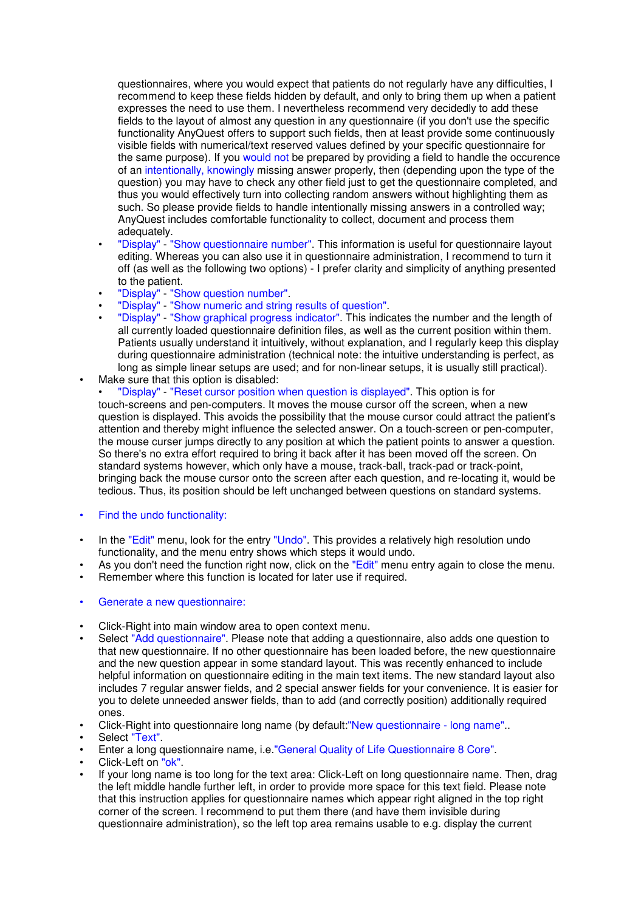questionnaires, where you would expect that patients do not regularly have any difficulties, I recommend to keep these fields hidden by default, and only to bring them up when a patient expresses the need to use them. I nevertheless recommend very decidedly to add these fields to the layout of almost any question in any questionnaire (if you don't use the specific functionality AnyQuest offers to support such fields, then at least provide some continuously visible fields with numerical/text reserved values defined by your specific questionnaire for the same purpose). If you would not be prepared by providing a field to handle the occurence of an intentionally, knowingly missing answer properly, then (depending upon the type of the question) you may have to check any other field just to get the questionnaire completed, and thus you would effectively turn into collecting random answers without highlighting them as such. So please provide fields to handle intentionally missing answers in a controlled way; AnyQuest includes comfortable functionality to collect, document and process them adequately.

- "Display" - "Show questionnaire number". This information is useful for questionnaire layout editing. Whereas you can also use it in questionnaire administration, I recommend to turn it off (as well as the following two options) - I prefer clarity and simplicity of anything presented to the patient.
- "Display" - "Show question number".
- "Display" - "Show numeric and string results of question".
- "Display" - "Show graphical progress indicator". This indicates the number and the length of all currently loaded questionnaire definition files, as well as the current position within them. Patients usually understand it intuitively, without explanation, and I regularly keep this display during questionnaire administration (technical note: the intuitive understanding is perfect, as long as simple linear setups are used; and for non-linear setups, it is usually still practical).

- Make sure that this option is disabled:
  - "Display" - "Reset cursor position when question is displayed". This option is for touch-screens and pen-computers. It moves the mouse cursor off the screen, when a new question is displayed. This avoids the possibility that the mouse cursor could attract the patient's attention and thereby might influence the selected answer. On a touch-screen or pen-computer, the mouse curser jumps directly to any position at which the patient points to answer a question. So there's no extra effort required to bring it back after it has been moved off the screen. On standard systems however, which only have a mouse, track-ball, track-pad or track-point, bringing back the mouse cursor onto the screen after each question, and re-locating it, would be tedious. Thus, its position should be left unchanged between questions on standard systems.

- Find the undo functionality:

- In the "Edit" menu, look for the entry "Undo". This provides a relatively high resolution undo functionality, and the menu entry shows which steps it would undo.
- As you don't need the function right now, click on the "Edit" menu entry again to close the menu.
- Remember where this function is located for later use if required.

- Generate a new questionnaire:

- Click-Right into main window area to open context menu.
- Select "Add questionnaire". Please note that adding a questionnaire, also adds one question to that new questionnaire. If no other questionnaire has been loaded before, the new questionnaire and the new question appear in some standard layout. This was recently enhanced to include helpful information on questionnaire editing in the main text items. The new standard layout also includes 7 regular answer fields, and 2 special answer fields for your convenience. It is easier for you to delete unneeded answer fields, than to add (and correctly position) additionally required ones.
- Click-Right into questionnaire long name (by default:"New questionnaire - long name"..
- Select "Text".
- Enter a long questionnaire name, i.e."General Quality of Life Questionnaire 8 Core".
- Click-Left on "ok".
- If your long name is too long for the text area: Click-Left on long questionnaire name. Then, drag the left middle handle further left, in order to provide more space for this text field. Please note that this instruction applies for questionnaire names which appear right aligned in the top right corner of the screen. I recommend to put them there (and have them invisible during questionnaire administration), so the left top area remains usable to e.g. display the current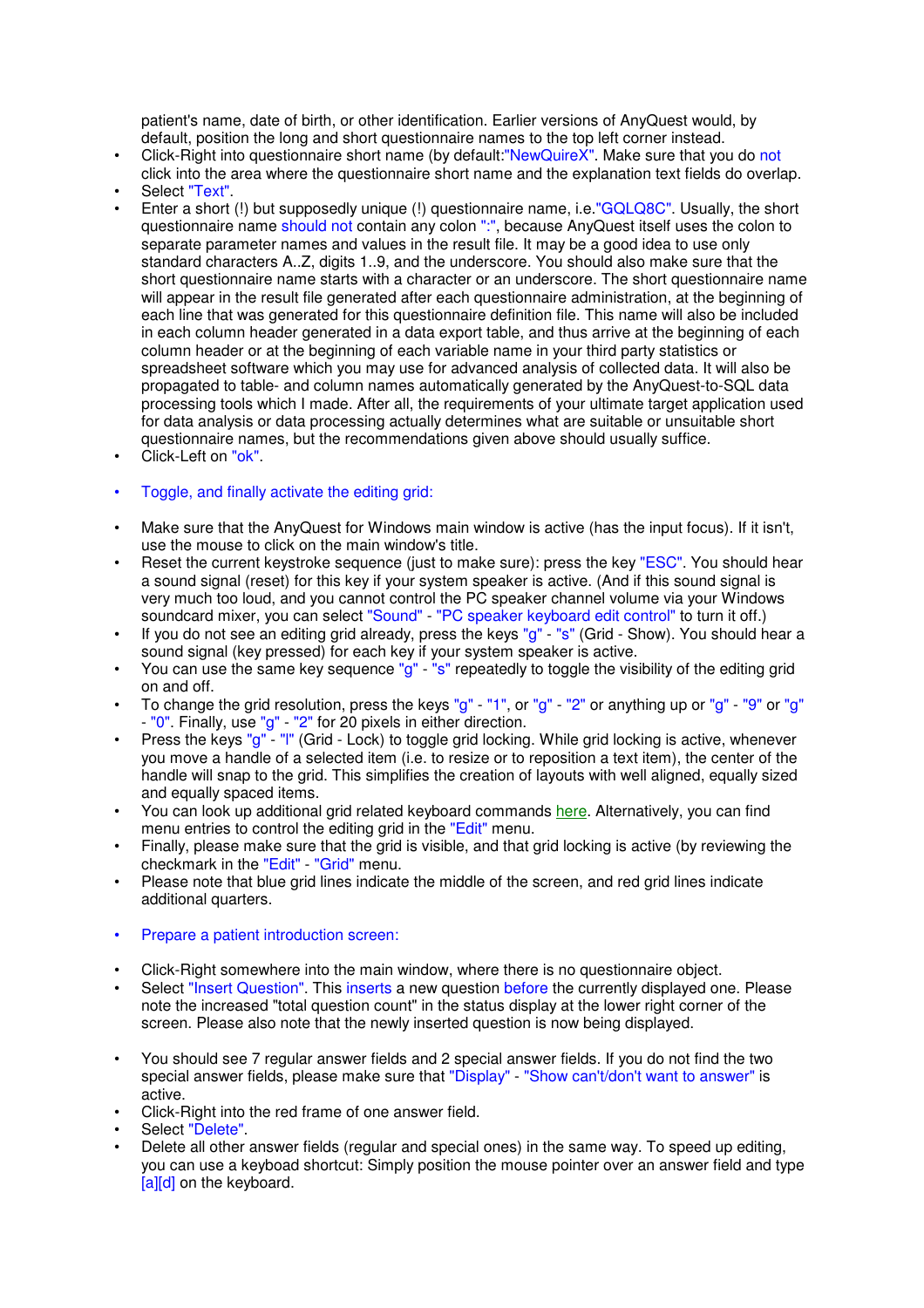patient's name, date of birth, or other identification. Earlier versions of AnyQuest would, by default, position the long and short questionnaire names to the top left corner instead.

- Click-Right into questionnaire short name (by default:"NewQuireX". Make sure that you do not click into the area where the questionnaire short name and the explanation text fields do overlap.
- Select "Text".
- Enter a short (!) but supposedly unique (!) questionnaire name, i.e."GQLQ8C". Usually, the short questionnaire name should not contain any colon ":", because AnyQuest itself uses the colon to separate parameter names and values in the result file. It may be a good idea to use only standard characters A..Z, digits 1..9, and the underscore. You should also make sure that the short questionnaire name starts with a character or an underscore. The short questionnaire name will appear in the result file generated after each questionnaire administration, at the beginning of each line that was generated for this questionnaire definition file. This name will also be included in each column header generated in a data export table, and thus arrive at the beginning of each column header or at the beginning of each variable name in your third party statistics or spreadsheet software which you may use for advanced analysis of collected data. It will also be propagated to table- and column names automatically generated by the AnyQuest-to-SQL data processing tools which I made. After all, the requirements of your ultimate target application used for data analysis or data processing actually determines what are suitable or unsuitable short questionnaire names, but the recommendations given above should usually suffice.
- Click-Left on "ok".

- Toggle, and finally activate the editing grid:

- Make sure that the AnyQuest for Windows main window is active (has the input focus). If it isn't, use the mouse to click on the main window's title.
- Reset the current keystroke sequence (just to make sure): press the key "ESC". You should hear a sound signal (reset) for this key if your system speaker is active. (And if this sound signal is very much too loud, and you cannot control the PC speaker channel volume via your Windows soundcard mixer, you can select "Sound" - "PC speaker keyboard edit control" to turn it off.)
- If you do not see an editing grid already, press the keys "g" - "s" (Grid - Show). You should hear a sound signal (key pressed) for each key if your system speaker is active.
- You can use the same key sequence "g" - "s" repeatedly to toggle the visibility of the editing grid on and off.
- To change the grid resolution, press the keys "g" - "1", or "g" - "2" or anything up or "g" - "9" or "g" - "0". Finally, use "g" - "2" for 20 pixels in either direction.
- Press the keys "g" - "l" (Grid - Lock) to toggle grid locking. While grid locking is active, whenever you move a handle of a selected item (i.e. to resize or to reposition a text item), the center of the handle will snap to the grid. This simplifies the creation of layouts with well aligned, equally sized and equally spaced items.
- You can look up additional grid related keyboard commands here. Alternatively, you can find menu entries to control the editing grid in the "Edit" menu.
- Finally, please make sure that the grid is visible, and that grid locking is active (by reviewing the checkmark in the "Edit" - "Grid" menu.
- Please note that blue grid lines indicate the middle of the screen, and red grid lines indicate additional quarters.

- Prepare a patient introduction screen:

- Click-Right somewhere into the main window, where there is no questionnaire object.
- Select "Insert Question". This inserts a new question before the currently displayed one. Please note the increased "total question count" in the status display at the lower right corner of the screen. Please also note that the newly inserted question is now being displayed.

- You should see 7 regular answer fields and 2 special answer fields. If you do not find the two special answer fields, please make sure that "Display" - "Show can't/don't want to answer" is active.
- Click-Right into the red frame of one answer field.
- Select "Delete".
- Delete all other answer fields (regular and special ones) in the same way. To speed up editing, you can use a keyboad shortcut: Simply position the mouse pointer over an answer field and type [a][d] on the keyboard.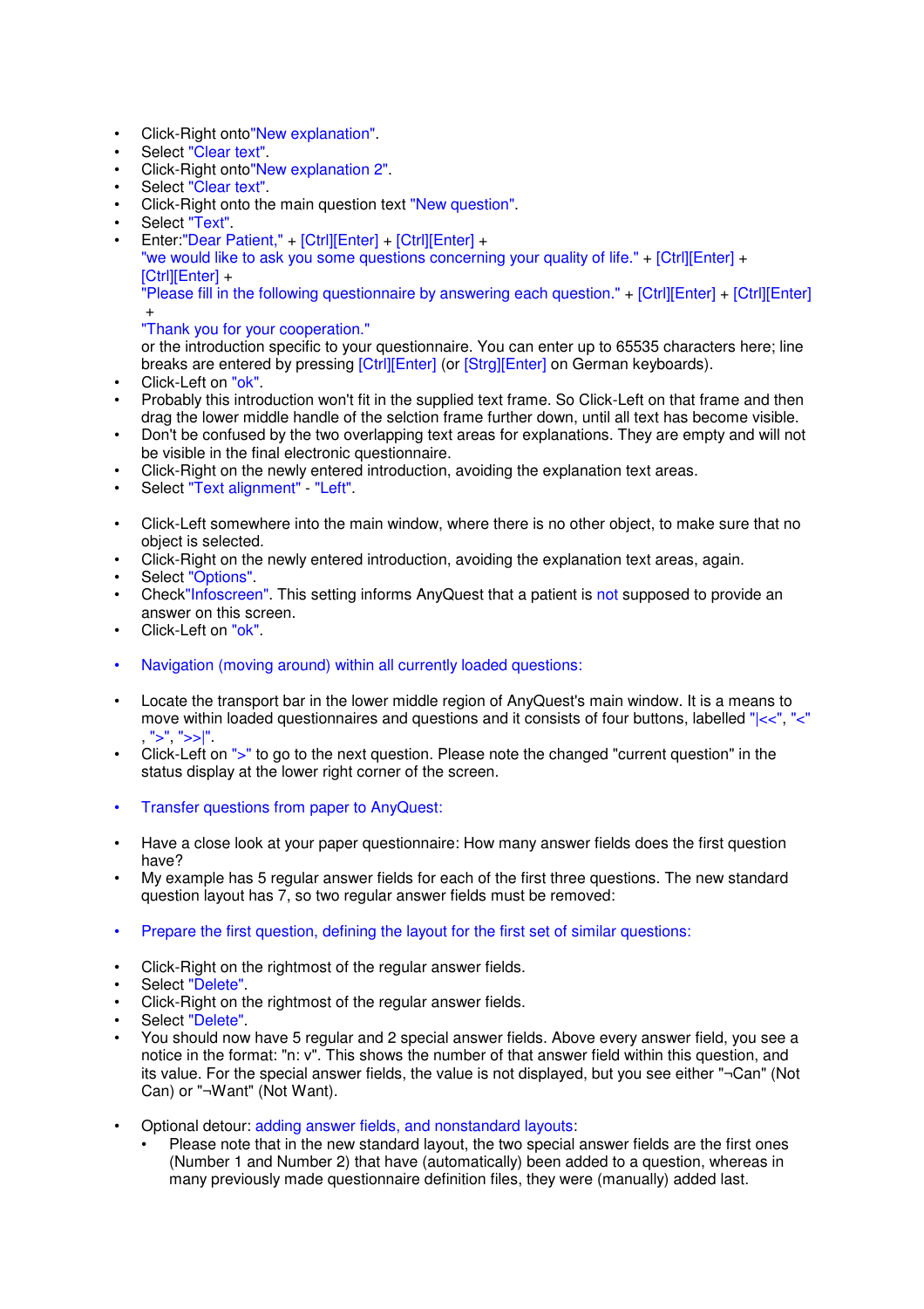- Click-Right onto"New explanation".
- Select "Clear text".
- Click-Right onto"New explanation 2".
- Select "Clear text".
- Click-Right onto the main question text "New question".
- Select "Text".
- Enter:"Dear Patient," + [Ctrl][Enter] + [Ctrl][Enter] + "we would like to ask you some questions concerning your quality of life." + [Ctrl][Enter] + [Ctrl][Enter] + "Please fill in the following questionnaire by answering each question." + [Ctrl][Enter] + [Ctrl][Enter] + "Thank you for your cooperation." or the introduction specific to your questionnaire. You can enter up to 65535 characters here; line breaks are entered by pressing [Ctrl][Enter] (or [Strg][Enter] on German keyboards).
- Click-Left on "ok".
- Probably this introduction won't fit in the supplied text frame. So Click-Left on that frame and then drag the lower middle handle of the selction frame further down, until all text has become visible.
- Don't be confused by the two overlapping text areas for explanations. They are empty and will not be visible in the final electronic questionnaire.
- Click-Right on the newly entered introduction, avoiding the explanation text areas.
- Select "Text alignment" - "Left".

- Click-Left somewhere into the main window, where there is no other object, to make sure that no object is selected.
- Click-Right on the newly entered introduction, avoiding the explanation text areas, again.
- Select "Options".
- Check"Infoscreen". This setting informs AnyQuest that a patient is not supposed to provide an answer on this screen.
- Click-Left on "ok".

- Navigation (moving around) within all currently loaded questions:

- Locate the transport bar in the lower middle region of AnyQuest's main window. It is a means to move within loaded questionnaires and questions and it consists of four buttons, labelled "|<<", "<", ">", ">>|".
- Click-Left on ">" to go to the next question. Please note the changed "current question" in the status display at the lower right corner of the screen.

- Transfer questions from paper to AnyQuest:

- Have a close look at your paper questionnaire: How many answer fields does the first question have?
- My example has 5 regular answer fields for each of the first three questions. The new standard question layout has 7, so two regular answer fields must be removed:

- Prepare the first question, defining the layout for the first set of similar questions:

- Click-Right on the rightmost of the regular answer fields.
- Select "Delete".
- Click-Right on the rightmost of the regular answer fields.
- Select "Delete".
- You should now have 5 regular and 2 special answer fields. Above every answer field, you see a notice in the format: "n: v". This shows the number of that answer field within this question, and its value. For the special answer fields, the value is not displayed, but you see either "¬Can" (Not Can) or "¬Want" (Not Want).

- Optional detour: adding answer fields, and nonstandard layouts:
  - Please note that in the new standard layout, the two special answer fields are the first ones (Number 1 and Number 2) that have (automatically) been added to a question, whereas in many previously made questionnaire definition files, they were (manually) added last.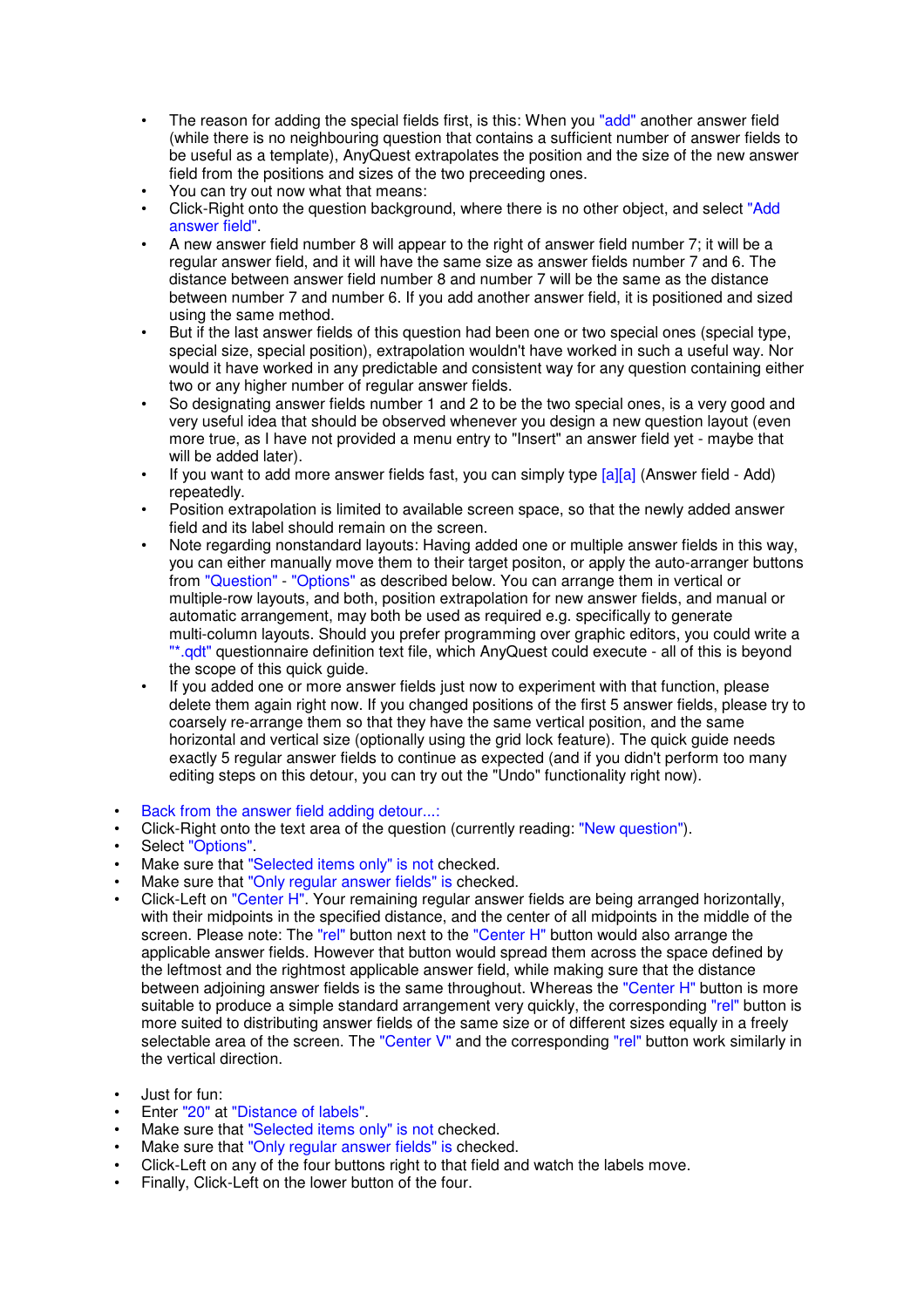- The reason for adding the special fields first, is this: When you "add" another answer field (while there is no neighbouring question that contains a sufficient number of answer fields to be useful as a template), AnyQuest extrapolates the position and the size of the new answer field from the positions and sizes of the two preceeding ones.
- You can try out now what that means:
- Click-Right onto the question background, where there is no other object, and select "Add answer field".
- A new answer field number 8 will appear to the right of answer field number 7; it will be a regular answer field, and it will have the same size as answer fields number 7 and 6. The distance between answer field number 8 and number 7 will be the same as the distance between number 7 and number 6. If you add another answer field, it is positioned and sized using the same method.
- But if the last answer fields of this question had been one or two special ones (special type, special size, special position), extrapolation wouldn't have worked in such a useful way. Nor would it have worked in any predictable and consistent way for any question containing either two or any higher number of regular answer fields.
- So designating answer fields number 1 and 2 to be the two special ones, is a very good and very useful idea that should be observed whenever you design a new question layout (even more true, as I have not provided a menu entry to "Insert" an answer field yet - maybe that will be added later).
- If you want to add more answer fields fast, you can simply type [a][a] (Answer field - Add) repeatedly.
- Position extrapolation is limited to available screen space, so that the newly added answer field and its label should remain on the screen.
- Note regarding nonstandard layouts: Having added one or multiple answer fields in this way, you can either manually move them to their target positon, or apply the auto-arranger buttons from "Question" - "Options" as described below. You can arrange them in vertical or multiple-row layouts, and both, position extrapolation for new answer fields, and manual or automatic arrangement, may both be used as required e.g. specifically to generate multi-column layouts. Should you prefer programming over graphic editors, you could write a "*.qdt" questionnaire definition text file, which AnyQuest could execute - all of this is beyond the scope of this quick guide.
- If you added one or more answer fields just now to experiment with that function, please delete them again right now. If you changed positions of the first 5 answer fields, please try to coarsely re-arrange them so that they have the same vertical position, and the same horizontal and vertical size (optionally using the grid lock feature). The quick guide needs exactly 5 regular answer fields to continue as expected (and if you didn't perform too many editing steps on this detour, you can try out the "Undo" functionality right now).

- Back from the answer field adding detour...:
- Click-Right onto the text area of the question (currently reading: "New question").
- Select "Options".
- Make sure that "Selected items only" is not checked.
- Make sure that "Only regular answer fields" is checked.
- Click-Left on "Center H". Your remaining regular answer fields are being arranged horizontally, with their midpoints in the specified distance, and the center of all midpoints in the middle of the screen. Please note: The "rel" button next to the "Center H" button would also arrange the applicable answer fields. However that button would spread them across the space defined by the leftmost and the rightmost applicable answer field, while making sure that the distance between adjoining answer fields is the same throughout. Whereas the "Center H" button is more suitable to produce a simple standard arrangement very quickly, the corresponding "rel" button is more suited to distributing answer fields of the same size or of different sizes equally in a freely selectable area of the screen. The "Center V" and the corresponding "rel" button work similarly in the vertical direction.

- Just for fun:
- Enter "20" at "Distance of labels".
- Make sure that "Selected items only" is not checked.
- Make sure that "Only regular answer fields" is checked.
- Click-Left on any of the four buttons right to that field and watch the labels move.
- Finally, Click-Left on the lower button of the four.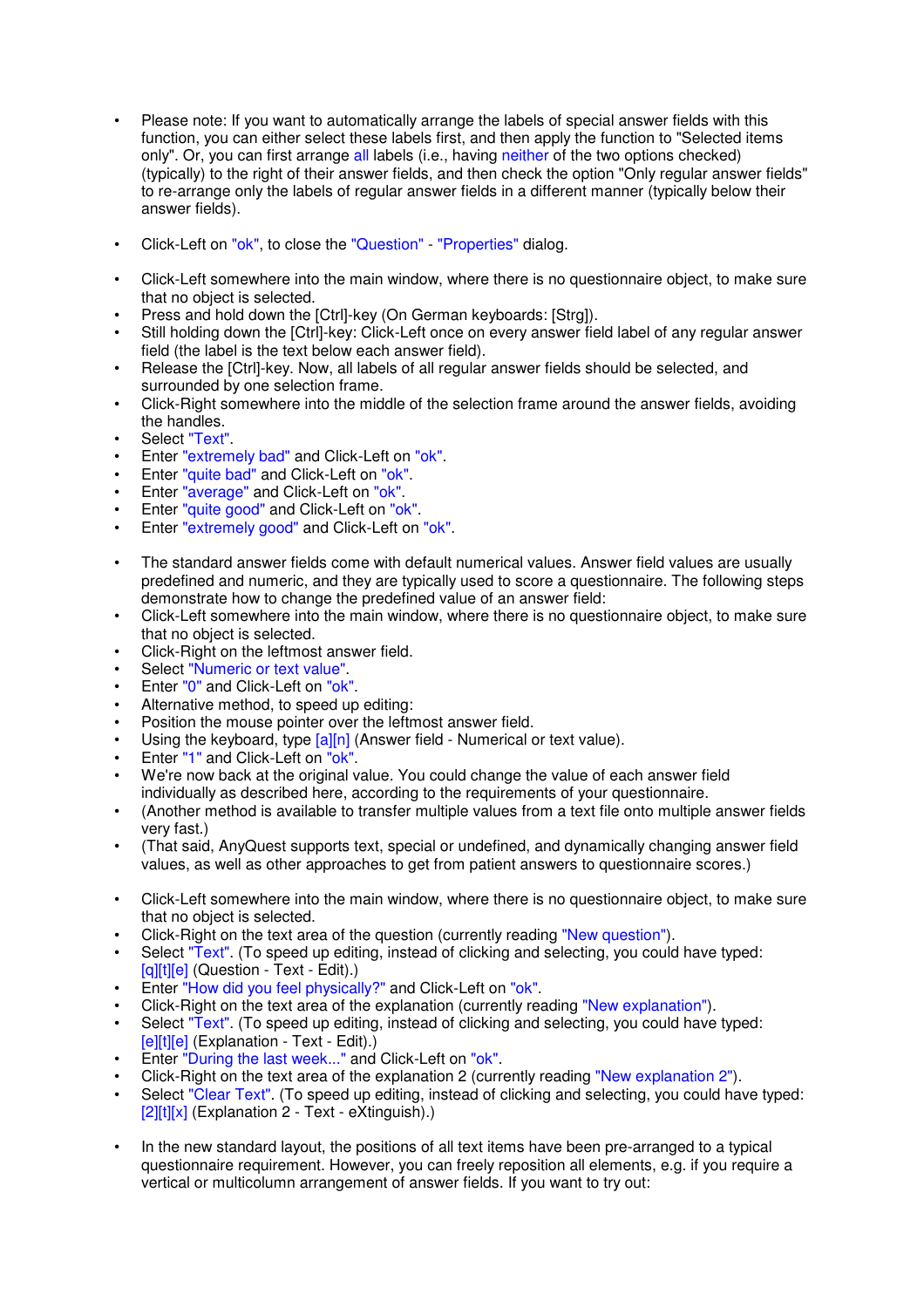- Please note: If you want to automatically arrange the labels of special answer fields with this function, you can either select these labels first, and then apply the function to "Selected items only". Or, you can first arrange all labels (i.e., having neither of the two options checked) (typically) to the right of their answer fields, and then check the option "Only regular answer fields" to re-arrange only the labels of regular answer fields in a different manner (typically below their answer fields).

- Click-Left on "ok", to close the "Question" - "Properties" dialog.

- Click-Left somewhere into the main window, where there is no questionnaire object, to make sure that no object is selected.
- Press and hold down the [Ctrl]-key (On German keyboards: [Strg]).
- Still holding down the [Ctrl]-key: Click-Left once on every answer field label of any regular answer field (the label is the text below each answer field).
- Release the [Ctrl]-key. Now, all labels of all regular answer fields should be selected, and surrounded by one selection frame.
- Click-Right somewhere into the middle of the selection frame around the answer fields, avoiding the handles.
- Select "Text".
- Enter "extremely bad" and Click-Left on "ok".
- Enter "quite bad" and Click-Left on "ok".
- Enter "average" and Click-Left on "ok".
- Enter "quite good" and Click-Left on "ok".
- Enter "extremely good" and Click-Left on "ok".

- The standard answer fields come with default numerical values. Answer field values are usually predefined and numeric, and they are typically used to score a questionnaire. The following steps demonstrate how to change the predefined value of an answer field:
- Click-Left somewhere into the main window, where there is no questionnaire object, to make sure that no object is selected.
- Click-Right on the leftmost answer field.
- Select "Numeric or text value".
- Enter "0" and Click-Left on "ok".
- Alternative method, to speed up editing:
- Position the mouse pointer over the leftmost answer field.
- Using the keyboard, type [a][n] (Answer field - Numerical or text value).
- Enter "1" and Click-Left on "ok".
- We're now back at the original value. You could change the value of each answer field individually as described here, according to the requirements of your questionnaire.
- (Another method is available to transfer multiple values from a text file onto multiple answer fields very fast.)
- (That said, AnyQuest supports text, special or undefined, and dynamically changing answer field values, as well as other approaches to get from patient answers to questionnaire scores.)

- Click-Left somewhere into the main window, where there is no questionnaire object, to make sure that no object is selected.
- Click-Right on the text area of the question (currently reading "New question").
- Select "Text". (To speed up editing, instead of clicking and selecting, you could have typed: [q][t][e] (Question - Text - Edit).)
- Enter "How did you feel physically?" and Click-Left on "ok".
- Click-Right on the text area of the explanation (currently reading "New explanation").
- Select "Text". (To speed up editing, instead of clicking and selecting, you could have typed: [e][t][e] (Explanation - Text - Edit).)
- Enter "During the last week..." and Click-Left on "ok".
- Click-Right on the text area of the explanation 2 (currently reading "New explanation 2").
- Select "Clear Text". (To speed up editing, instead of clicking and selecting, you could have typed: [2][t][x] (Explanation 2 - Text - eXtinguish).)

- In the new standard layout, the positions of all text items have been pre-arranged to a typical questionnaire requirement. However, you can freely reposition all elements, e.g. if you require a vertical or multicolumn arrangement of answer fields. If you want to try out: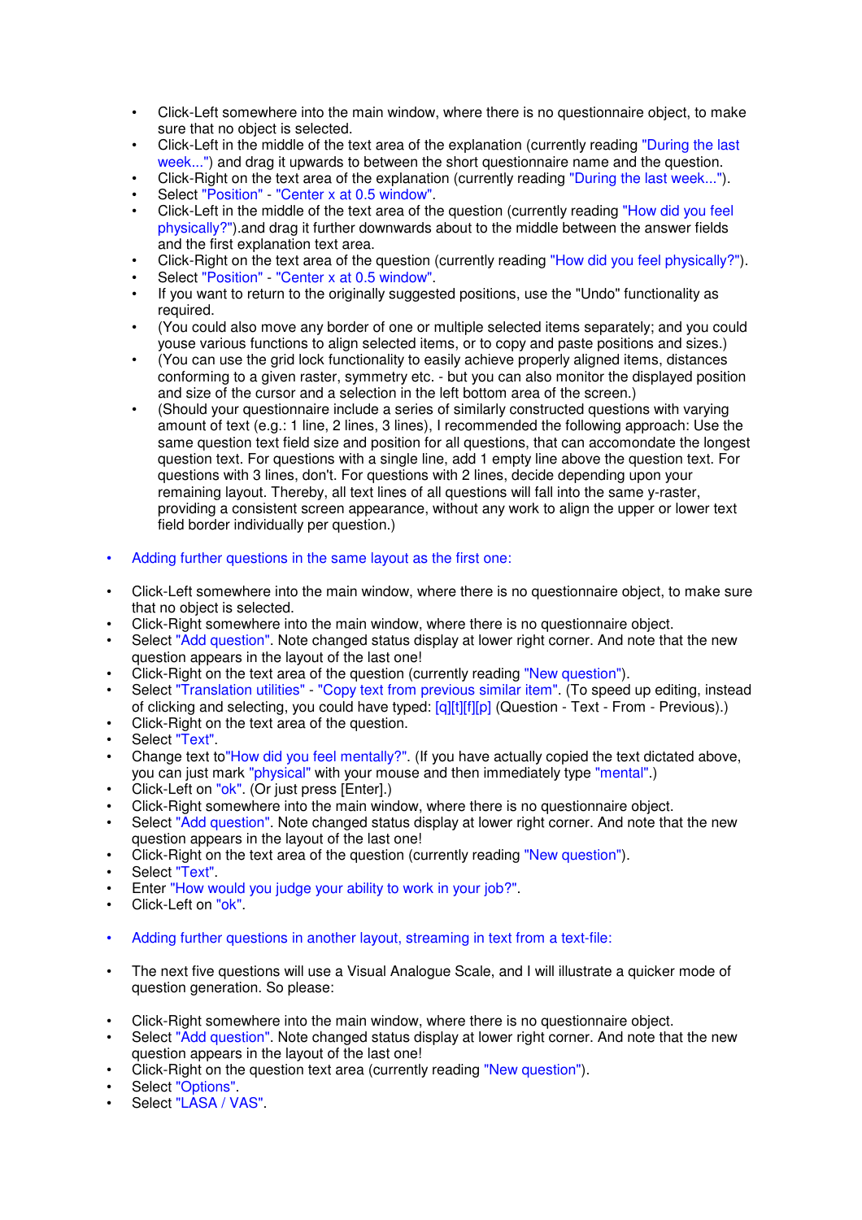- Click-Left somewhere into the main window, where there is no questionnaire object, to make sure that no object is selected.
- Click-Left in the middle of the text area of the explanation (currently reading "During the last week...") and drag it upwards to between the short questionnaire name and the question.
- Click-Right on the text area of the explanation (currently reading "During the last week...").
- Select "Position" - "Center x at 0.5 window".
- Click-Left in the middle of the text area of the question (currently reading "How did you feel physically?").and drag it further downwards about to the middle between the answer fields and the first explanation text area.
- Click-Right on the text area of the question (currently reading "How did you feel physically?").
- Select "Position" - "Center x at 0.5 window".
- If you want to return to the originally suggested positions, use the "Undo" functionality as required.
- (You could also move any border of one or multiple selected items separately; and you could youse various functions to align selected items, or to copy and paste positions and sizes.)
- (You can use the grid lock functionality to easily achieve properly aligned items, distances conforming to a given raster, symmetry etc. - but you can also monitor the displayed position and size of the cursor and a selection in the left bottom area of the screen.)
- (Should your questionnaire include a series of similarly constructed questions with varying amount of text (e.g.: 1 line, 2 lines, 3 lines), I recommended the following approach: Use the same question text field size and position for all questions, that can accomondate the longest question text. For questions with a single line, add 1 empty line above the question text. For questions with 3 lines, don't. For questions with 2 lines, decide depending upon your remaining layout. Thereby, all text lines of all questions will fall into the same y-raster, providing a consistent screen appearance, without any work to align the upper or lower text field border individually per question.)

- Adding further questions in the same layout as the first one:

- Click-Left somewhere into the main window, where there is no questionnaire object, to make sure that no object is selected.
- Click-Right somewhere into the main window, where there is no questionnaire object.
- Select "Add question". Note changed status display at lower right corner. And note that the new question appears in the layout of the last one!
- Click-Right on the text area of the question (currently reading "New question").
- Select "Translation utilities" - "Copy text from previous similar item". (To speed up editing, instead of clicking and selecting, you could have typed: [q][t][f][p] (Question - Text - From - Previous).)
- Click-Right on the text area of the question.
- Select "Text".
- Change text to"How did you feel mentally?". (If you have actually copied the text dictated above, you can just mark "physical" with your mouse and then immediately type "mental".)
- Click-Left on "ok". (Or just press [Enter].)
- Click-Right somewhere into the main window, where there is no questionnaire object.
- Select "Add question". Note changed status display at lower right corner. And note that the new question appears in the layout of the last one!
- Click-Right on the text area of the question (currently reading "New question").
- Select "Text".
- Enter "How would you judge your ability to work in your job?".
- Click-Left on "ok".

- Adding further questions in another layout, streaming in text from a text-file:

- The next five questions will use a Visual Analogue Scale, and I will illustrate a quicker mode of question generation. So please:

- Click-Right somewhere into the main window, where there is no questionnaire object.
- Select "Add question". Note changed status display at lower right corner. And note that the new question appears in the layout of the last one!
- Click-Right on the question text area (currently reading "New question").
- Select "Options".
- Select "LASA / VAS".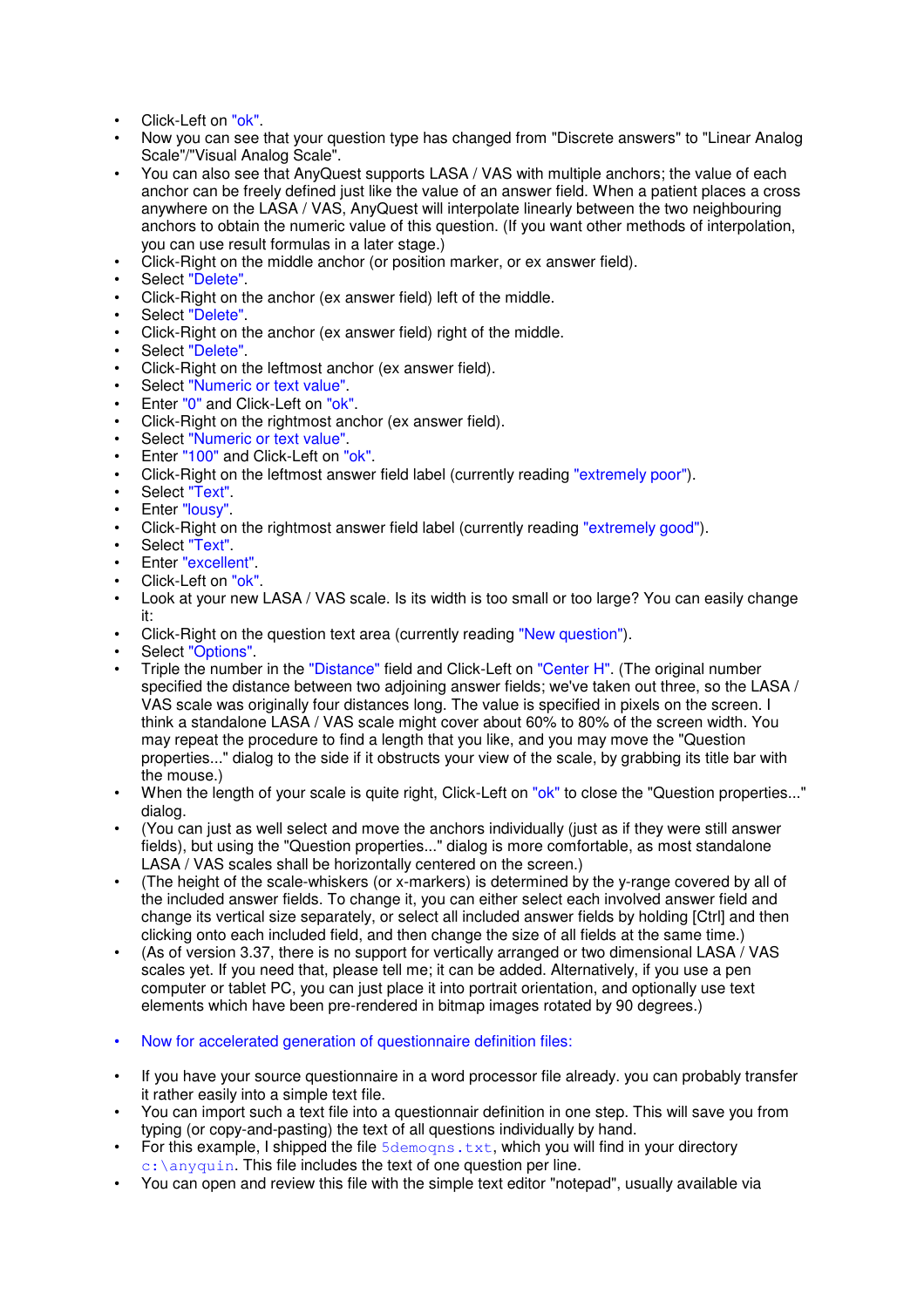- Click-Left on "ok".
- Now you can see that your question type has changed from "Discrete answers" to "Linear Analog Scale"/"Visual Analog Scale".
- You can also see that AnyQuest supports LASA / VAS with multiple anchors; the value of each anchor can be freely defined just like the value of an answer field. When a patient places a cross anywhere on the LASA / VAS, AnyQuest will interpolate linearly between the two neighbouring anchors to obtain the numeric value of this question. (If you want other methods of interpolation, you can use result formulas in a later stage.)
- Click-Right on the middle anchor (or position marker, or ex answer field).
- Select "Delete".
- Click-Right on the anchor (ex answer field) left of the middle.
- Select "Delete".
- Click-Right on the anchor (ex answer field) right of the middle.
- Select "Delete".
- Click-Right on the leftmost anchor (ex answer field).
- Select "Numeric or text value".
- Enter "0" and Click-Left on "ok".
- Click-Right on the rightmost anchor (ex answer field).
- Select "Numeric or text value".
- Enter "100" and Click-Left on "ok".
- Click-Right on the leftmost answer field label (currently reading "extremely poor").
- Select "Text".
- Enter "lousy".
- Click-Right on the rightmost answer field label (currently reading "extremely good").
- Select "Text".
- Enter "excellent".
- Click-Left on "ok".
- Look at your new LASA / VAS scale. Is its width is too small or too large? You can easily change it:
- Click-Right on the question text area (currently reading "New question").
- Select "Options".
- Triple the number in the "Distance" field and Click-Left on "Center H". (The original number specified the distance between two adjoining answer fields; we've taken out three, so the LASA / VAS scale was originally four distances long. The value is specified in pixels on the screen. I think a standalone LASA / VAS scale might cover about 60% to 80% of the screen width. You may repeat the procedure to find a length that you like, and you may move the "Question properties..." dialog to the side if it obstructs your view of the scale, by grabbing its title bar with the mouse.)
- When the length of your scale is quite right, Click-Left on "ok" to close the "Question properties..." dialog.
- (You can just as well select and move the anchors individually (just as if they were still answer fields), but using the "Question properties..." dialog is more comfortable, as most standalone LASA / VAS scales shall be horizontally centered on the screen.)
- (The height of the scale-whiskers (or x-markers) is determined by the y-range covered by all of the included answer fields. To change it, you can either select each involved answer field and change its vertical size separately, or select all included answer fields by holding [Ctrl] and then clicking onto each included field, and then change the size of all fields at the same time.)
- (As of version 3.37, there is no support for vertically arranged or two dimensional LASA / VAS scales yet. If you need that, please tell me; it can be added. Alternatively, if you use a pen computer or tablet PC, you can just place it into portrait orientation, and optionally use text elements which have been pre-rendered in bitmap images rotated by 90 degrees.)

- Now for accelerated generation of questionnaire definition files:

- If you have your source questionnaire in a word processor file already. you can probably transfer it rather easily into a simple text file.
- You can import such a text file into a questionnair definition in one step. This will save you from typing (or copy-and-pasting) the text of all questions individually by hand.
- For this example, I shipped the file `5demoqns.txt`, which you will find in your directory `c:\anyquin`. This file includes the text of one question per line.
- You can open and review this file with the simple text editor "notepad", usually available via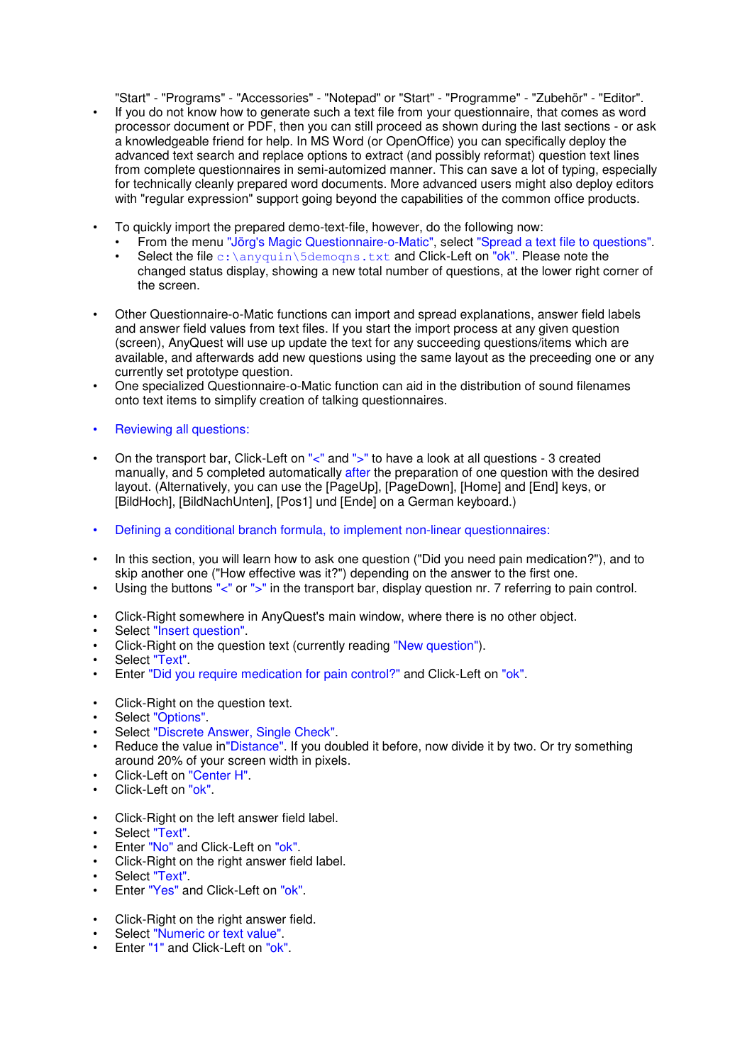"Start" - "Programs" - "Accessories" - "Notepad" or "Start" - "Programme" - "Zubehõr" - "Editor".

- If you do not know how to generate such a text file from your questionnaire, that comes as word processor document or PDF, then you can still proceed as shown during the last sections - or ask a knowledgeable friend for help. In MS Word (or OpenOffice) you can specifically deploy the advanced text search and replace options to extract (and possibly reformat) question text lines from complete questionnaires in semi-automized manner. This can save a lot of typing, especially for technically cleanly prepared word documents. More advanced users might also deploy editors with "regular expression" support going beyond the capabilities of the common office products.

- To quickly import the prepared demo-text-file, however, do the following now:
  - From the menu "Jörg's Magic Questionnaire-o-Matic", select "Spread a text file to questions".
  - Select the file `c:\anyquin\5demoqns.txt` and Click-Left on "ok". Please note the changed status display, showing a new total number of questions, at the lower right corner of the screen.

- Other Questionnaire-o-Matic functions can import and spread explanations, answer field labels and answer field values from text files. If you start the import process at any given question (screen), AnyQuest will use up update the text for any succeeding questions/items which are available, and afterwards add new questions using the same layout as the preceeding one or any currently set prototype question.
- One specialized Questionnaire-o-Matic function can aid in the distribution of sound filenames onto text items to simplify creation of talking questionnaires.

- Reviewing all questions:

- On the transport bar, Click-Left on "<" and ">" to have a look at all questions - 3 created manually, and 5 completed automatically after the preparation of one question with the desired layout. (Alternatively, you can use the [PageUp], [PageDown], [Home] and [End] keys, or [BildHoch], [BildNachUnten], [Pos1] und [Ende] on a German keyboard.)

- Defining a conditional branch formula, to implement non-linear questionnaires:

- In this section, you will learn how to ask one question ("Did you need pain medication?"), and to skip another one ("How effective was it?") depending on the answer to the first one.
- Using the buttons "<" or ">" in the transport bar, display question nr. 7 referring to pain control.

- Click-Right somewhere in AnyQuest's main window, where there is no other object.
- Select "Insert question".
- Click-Right on the question text (currently reading "New question").
- Select "Text".
- Enter "Did you require medication for pain control?" and Click-Left on "ok".

- Click-Right on the question text.
- Select "Options".
- Select "Discrete Answer, Single Check".
- Reduce the value in"Distance". If you doubled it before, now divide it by two. Or try something around 20% of your screen width in pixels.
- Click-Left on "Center H".
- Click-Left on "ok".

- Click-Right on the left answer field label.
- Select "Text".
- Enter "No" and Click-Left on "ok".
- Click-Right on the right answer field label.
- Select "Text".
- Enter "Yes" and Click-Left on "ok".

- Click-Right on the right answer field.
- Select "Numeric or text value".
- Enter "1" and Click-Left on "ok".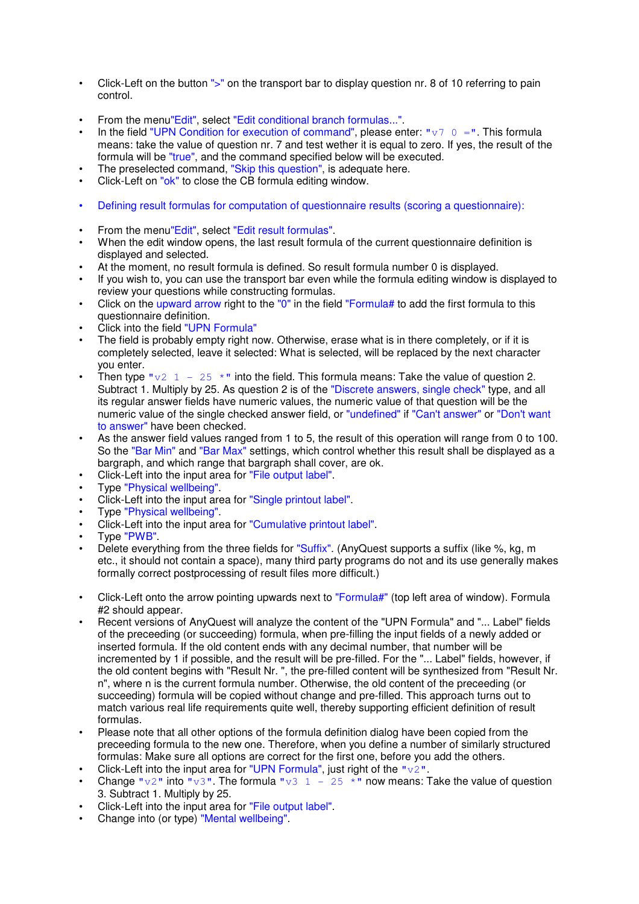- Click-Left on the button ">" on the transport bar to display question nr. 8 of 10 referring to pain control.

- From the menu"Edit", select "Edit conditional branch formulas...".
- In the field "UPN Condition for execution of command", please enter: "v7 0 =". This formula means: take the value of question nr. 7 and test wether it is equal to zero. If yes, the result of the formula will be "true", and the command specified below will be executed.
- The preselected command, "Skip this question", is adequate here.
- Click-Left on "ok" to close the CB formula editing window.

- Defining result formulas for computation of questionnaire results (scoring a questionnaire):

- From the menu"Edit", select "Edit result formulas".
- When the edit window opens, the last result formula of the current questionnaire definition is displayed and selected.
- At the moment, no result formula is defined. So result formula number 0 is displayed.
- If you wish to, you can use the transport bar even while the formula editing window is displayed to review your questions while constructing formulas.
- Click on the upward arrow right to the "0" in the field "Formula# to add the first formula to this questionnaire definition.
- Click into the field "UPN Formula"
- The field is probably empty right now. Otherwise, erase what is in there completely, or if it is completely selected, leave it selected: What is selected, will be replaced by the next character you enter.
- Then type "v2 1 - 25 *" into the field. This formula means: Take the value of question 2. Subtract 1. Multiply by 25. As question 2 is of the "Discrete answers, single check" type, and all its regular answer fields have numeric values, the numeric value of that question will be the numeric value of the single checked answer field, or "undefined" if "Can't answer" or "Don't want to answer" have been checked.
- As the answer field values ranged from 1 to 5, the result of this operation will range from 0 to 100. So the "Bar Min" and "Bar Max" settings, which control whether this result shall be displayed as a bargraph, and which range that bargraph shall cover, are ok.
- Click-Left into the input area for "File output label".
- Type "Physical wellbeing".
- Click-Left into the input area for "Single printout label".
- Type "Physical wellbeing".
- Click-Left into the input area for "Cumulative printout label".
- Type "PWB".
- Delete everything from the three fields for "Suffix". (AnyQuest supports a suffix (like %, kg, m etc., it should not contain a space), many third party programs do not and its use generally makes formally correct postprocessing of result files more difficult.)

- Click-Left onto the arrow pointing upwards next to "Formula#" (top left area of window). Formula #2 should appear.
- Recent versions of AnyQuest will analyze the content of the "UPN Formula" and "... Label" fields of the preceeding (or succeeding) formula, when pre-filling the input fields of a newly added or inserted formula. If the old content ends with any decimal number, that number will be incremented by 1 if possible, and the result will be pre-filled. For the "... Label" fields, however, if the old content begins with "Result Nr. ", the pre-filled content will be synthesized from "Result Nr. n", where n is the current formula number. Otherwise, the old content of the preceeding (or succeeding) formula will be copied without change and pre-filled. This approach turns out to match various real life requirements quite well, thereby supporting efficient definition of result formulas.
- Please note that all other options of the formula definition dialog have been copied from the preceeding formula to the new one. Therefore, when you define a number of similarly structured formulas: Make sure all options are correct for the first one, before you add the others.
- Click-Left into the input area for "UPN Formula", just right of the "v2".
- Change "v2" into "v3". The formula "v3 1 - 25 *" now means: Take the value of question 3. Subtract 1. Multiply by 25.
- Click-Left into the input area for "File output label".
- Change into (or type) "Mental wellbeing".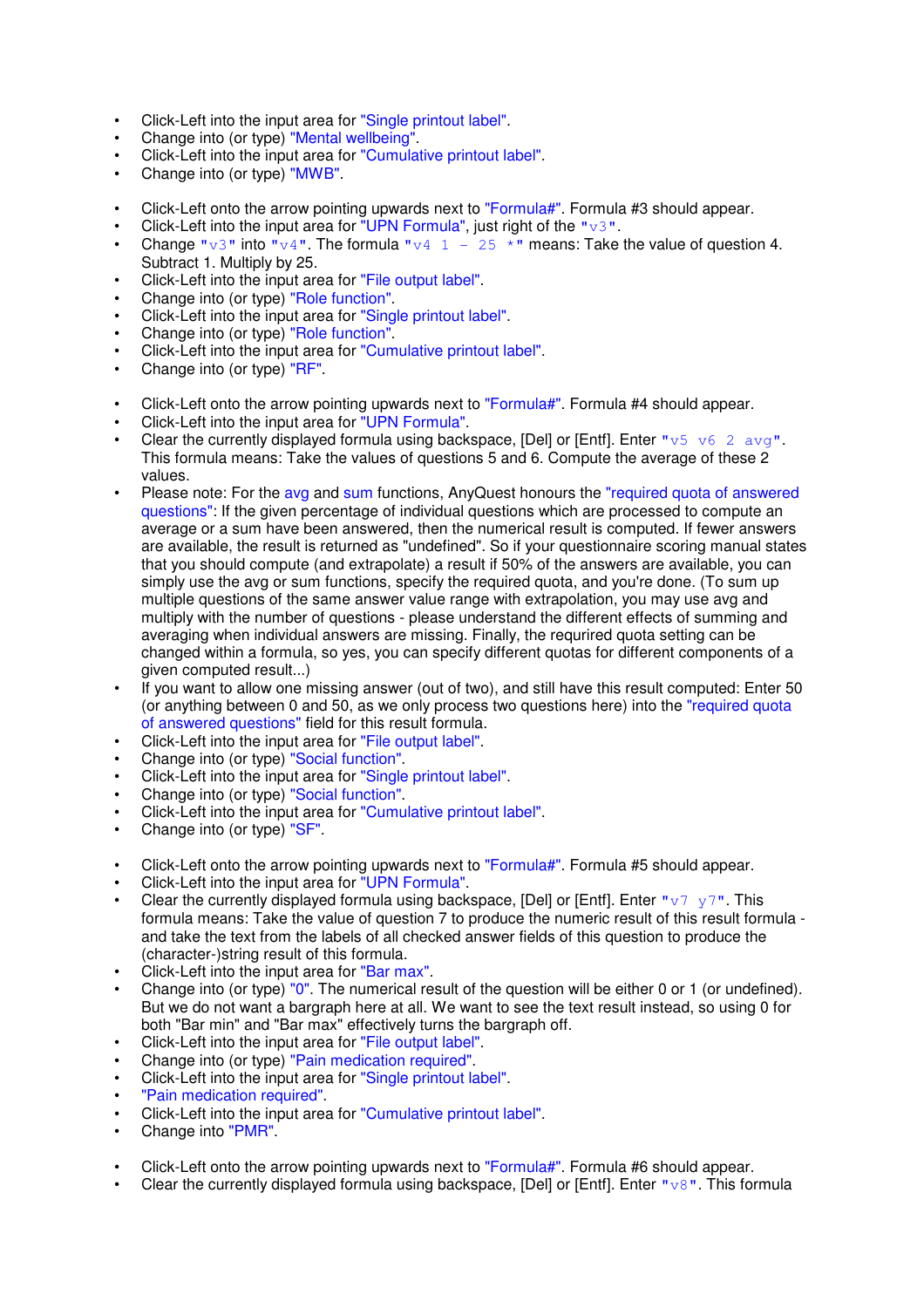- Click-Left into the input area for "Single printout label".
- Change into (or type) "Mental wellbeing".
- Click-Left into the input area for "Cumulative printout label".
- Change into (or type) "MWB".

- Click-Left onto the arrow pointing upwards next to "Formula#". Formula #3 should appear.
- Click-Left into the input area for "UPN Formula", just right of the "`v3`".
- Change "`v3`" into "`v4`". The formula "`v4 1 - 25 *`" means: Take the value of question 4. Subtract 1. Multiply by 25.
- Click-Left into the input area for "File output label".
- Change into (or type) "Role function".
- Click-Left into the input area for "Single printout label".
- Change into (or type) "Role function".
- Click-Left into the input area for "Cumulative printout label".
- Change into (or type) "RF".

- Click-Left onto the arrow pointing upwards next to "Formula#". Formula #4 should appear.
- Click-Left into the input area for "UPN Formula".
- Clear the currently displayed formula using backspace, [Del] or [Entf]. Enter "`v5 v6 2 avg`". This formula means: Take the values of questions 5 and 6. Compute the average of these 2 values.
- Please note: For the avg and sum functions, AnyQuest honours the "required quota of answered questions": If the given percentage of individual questions which are processed to compute an average or a sum have been answered, then the numerical result is computed. If fewer answers are available, the result is returned as "undefined". So if your questionnaire scoring manual states that you should compute (and extrapolate) a result if 50% of the answers are available, you can simply use the avg or sum functions, specify the required quota, and you're done. (To sum up multiple questions of the same answer value range with extrapolation, you may use avg and multiply with the number of questions - please understand the different effects of summing and averaging when individual answers are missing. Finally, the requrired quota setting can be changed within a formula, so yes, you can specify different quotas for different components of a given computed result...)
- If you want to allow one missing answer (out of two), and still have this result computed: Enter 50 (or anything between 0 and 50, as we only process two questions here) into the "required quota of answered questions" field for this result formula.
- Click-Left into the input area for "File output label".
- Change into (or type) "Social function".
- Click-Left into the input area for "Single printout label".
- Change into (or type) "Social function".
- Click-Left into the input area for "Cumulative printout label".
- Change into (or type) "SF".

- Click-Left onto the arrow pointing upwards next to "Formula#". Formula #5 should appear.
- Click-Left into the input area for "UPN Formula".
- Clear the currently displayed formula using backspace, [Del] or [Entf]. Enter "`v7 y7`". This formula means: Take the value of question 7 to produce the numeric result of this result formula - and take the text from the labels of all checked answer fields of this question to produce the (character-)string result of this formula.
- Click-Left into the input area for "Bar max".
- Change into (or type) "0". The numerical result of the question will be either 0 or 1 (or undefined). But we do not want a bargraph here at all. We want to see the text result instead, so using 0 for both "Bar min" and "Bar max" effectively turns the bargraph off.
- Click-Left into the input area for "File output label".
- Change into (or type) "Pain medication required".
- Click-Left into the input area for "Single printout label".
- "Pain medication required".
- Click-Left into the input area for "Cumulative printout label".
- Change into "PMR".

- Click-Left onto the arrow pointing upwards next to "Formula#". Formula #6 should appear.
- Clear the currently displayed formula using backspace, [Del] or [Entf]. Enter "`v8`". This formula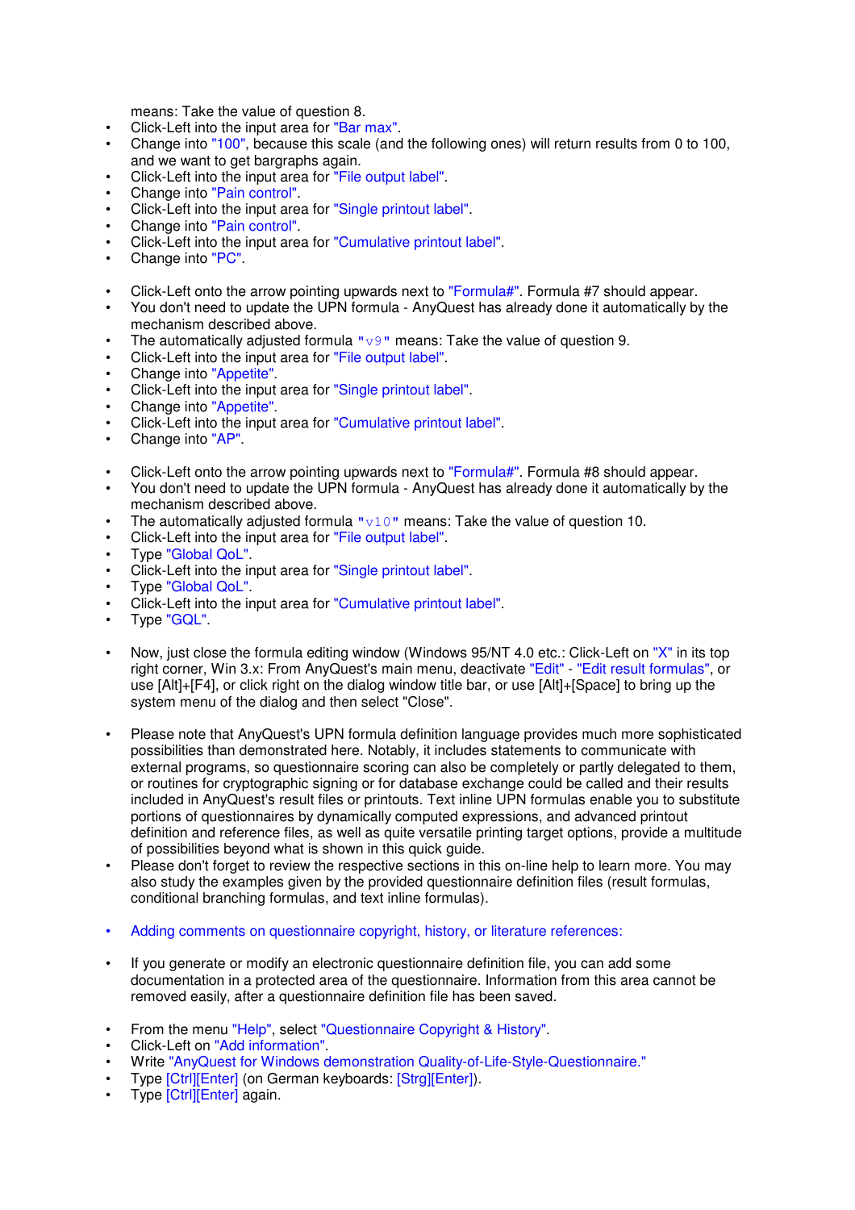means: Take the value of question 8.

- Click-Left into the input area for "Bar max".
- Change into "100", because this scale (and the following ones) will return results from 0 to 100, and we want to get bargraphs again.
- Click-Left into the input area for "File output label".
- Change into "Pain control".
- Click-Left into the input area for "Single printout label".
- Change into "Pain control".
- Click-Left into the input area for "Cumulative printout label".
- Change into "PC".

- Click-Left onto the arrow pointing upwards next to "Formula#". Formula #7 should appear.
- You don't need to update the UPN formula - AnyQuest has already done it automatically by the mechanism described above.
- The automatically adjusted formula "`v9`" means: Take the value of question 9.
- Click-Left into the input area for "File output label".
- Change into "Appetite".
- Click-Left into the input area for "Single printout label".
- Change into "Appetite".
- Click-Left into the input area for "Cumulative printout label".
- Change into "AP".

- Click-Left onto the arrow pointing upwards next to "Formula#". Formula #8 should appear.
- You don't need to update the UPN formula - AnyQuest has already done it automatically by the mechanism described above.
- The automatically adjusted formula "`v10`" means: Take the value of question 10.
- Click-Left into the input area for "File output label".
- Type "Global QoL".
- Click-Left into the input area for "Single printout label".
- Type "Global QoL".
- Click-Left into the input area for "Cumulative printout label".
- Type "GQL".

- Now, just close the formula editing window (Windows 95/NT 4.0 etc.: Click-Left on "X" in its top right corner, Win 3.x: From AnyQuest's main menu, deactivate "Edit" - "Edit result formulas", or use [Alt]+[F4], or click right on the dialog window title bar, or use [Alt]+[Space] to bring up the system menu of the dialog and then select "Close".

- Please note that AnyQuest's UPN formula definition language provides much more sophisticated possibilities than demonstrated here. Notably, it includes statements to communicate with external programs, so questionnaire scoring can also be completely or partly delegated to them, or routines for cryptographic signing or for database exchange could be called and their results included in AnyQuest's result files or printouts. Text inline UPN formulas enable you to substitute portions of questionnaires by dynamically computed expressions, and advanced printout definition and reference files, as well as quite versatile printing target options, provide a multitude of possibilities beyond what is shown in this quick guide.
- Please don't forget to review the respective sections in this on-line help to learn more. You may also study the examples given by the provided questionnaire definition files (result formulas, conditional branching formulas, and text inline formulas).

- Adding comments on questionnaire copyright, history, or literature references:

- If you generate or modify an electronic questionnaire definition file, you can add some documentation in a protected area of the questionnaire. Information from this area cannot be removed easily, after a questionnaire definition file has been saved.

- From the menu "Help", select "Questionnaire Copyright & History".
- Click-Left on "Add information".
- Write "AnyQuest for Windows demonstration Quality-of-Life-Style-Questionnaire."
- Type [Ctrl][Enter] (on German keyboards: [Strg][Enter]).
- Type [Ctrl][Enter] again.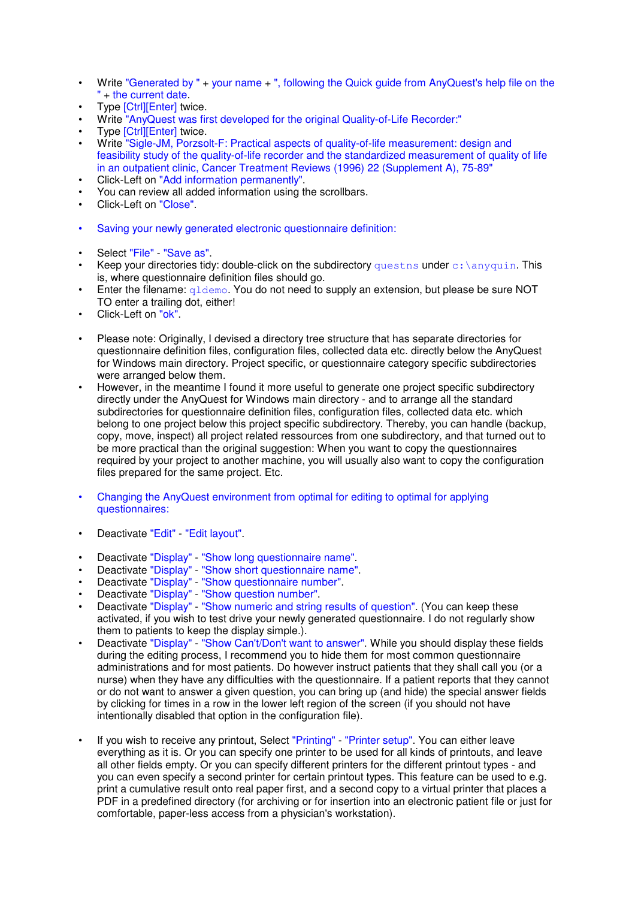- Write "Generated by " + your name + ", following the Quick guide from AnyQuest's help file on the " + the current date.
- Type [Ctrl][Enter] twice.
- Write "AnyQuest was first developed for the original Quality-of-Life Recorder:"
- Type [Ctrl][Enter] twice.
- Write "Sigle-JM, Porzsolt-F: Practical aspects of quality-of-life measurement: design and feasibility study of the quality-of-life recorder and the standardized measurement of quality of life in an outpatient clinic, Cancer Treatment Reviews (1996) 22 (Supplement A), 75-89"
- Click-Left on "Add information permanently".
- You can review all added information using the scrollbars.
- Click-Left on "Close".

- Saving your newly generated electronic questionnaire definition:

- Select "File" - "Save as".
- Keep your directories tidy: double-click on the subdirectory `questns` under `c:\anyquin`. This is, where questionnaire definition files should go.
- Enter the filename: `qldemo`. You do not need to supply an extension, but please be sure NOT TO enter a trailing dot, either!
- Click-Left on "ok".

- Please note: Originally, I devised a directory tree structure that has separate directories for questionnaire definition files, configuration files, collected data etc. directly below the AnyQuest for Windows main directory. Project specific, or questionnaire category specific subdirectories were arranged below them.
- However, in the meantime I found it more useful to generate one project specific subdirectory directly under the AnyQuest for Windows main directory - and to arrange all the standard subdirectories for questionnaire definition files, configuration files, collected data etc. which belong to one project below this project specific subdirectory. Thereby, you can handle (backup, copy, move, inspect) all project related ressources from one subdirectory, and that turned out to be more practical than the original suggestion: When you want to copy the questionnaires required by your project to another machine, you will usually also want to copy the configuration files prepared for the same project. Etc.

- Changing the AnyQuest environment from optimal for editing to optimal for applying questionnaires:

- Deactivate "Edit" - "Edit layout".

- Deactivate "Display" - "Show long questionnaire name".
- Deactivate "Display" - "Show short questionnaire name".
- Deactivate "Display" - "Show questionnaire number".
- Deactivate "Display" - "Show question number".
- Deactivate "Display" - "Show numeric and string results of question". (You can keep these activated, if you wish to test drive your newly generated questionnaire. I do not regularly show them to patients to keep the display simple.).
- Deactivate "Display" - "Show Can't/Don't want to answer". While you should display these fields during the editing process, I recommend you to hide them for most common questionnaire administrations and for most patients. Do however instruct patients that they shall call you (or a nurse) when they have any difficulties with the questionnaire. If a patient reports that they cannot or do not want to answer a given question, you can bring up (and hide) the special answer fields by clicking for times in a row in the lower left region of the screen (if you should not have intentionally disabled that option in the configuration file).

- If you wish to receive any printout, Select "Printing" - "Printer setup". You can either leave everything as it is. Or you can specify one printer to be used for all kinds of printouts, and leave all other fields empty. Or you can specify different printers for the different printout types - and you can even specify a second printer for certain printout types. This feature can be used to e.g. print a cumulative result onto real paper first, and a second copy to a virtual printer that places a PDF in a predefined directory (for archiving or for insertion into an electronic patient file or just for comfortable, paper-less access from a physician's workstation).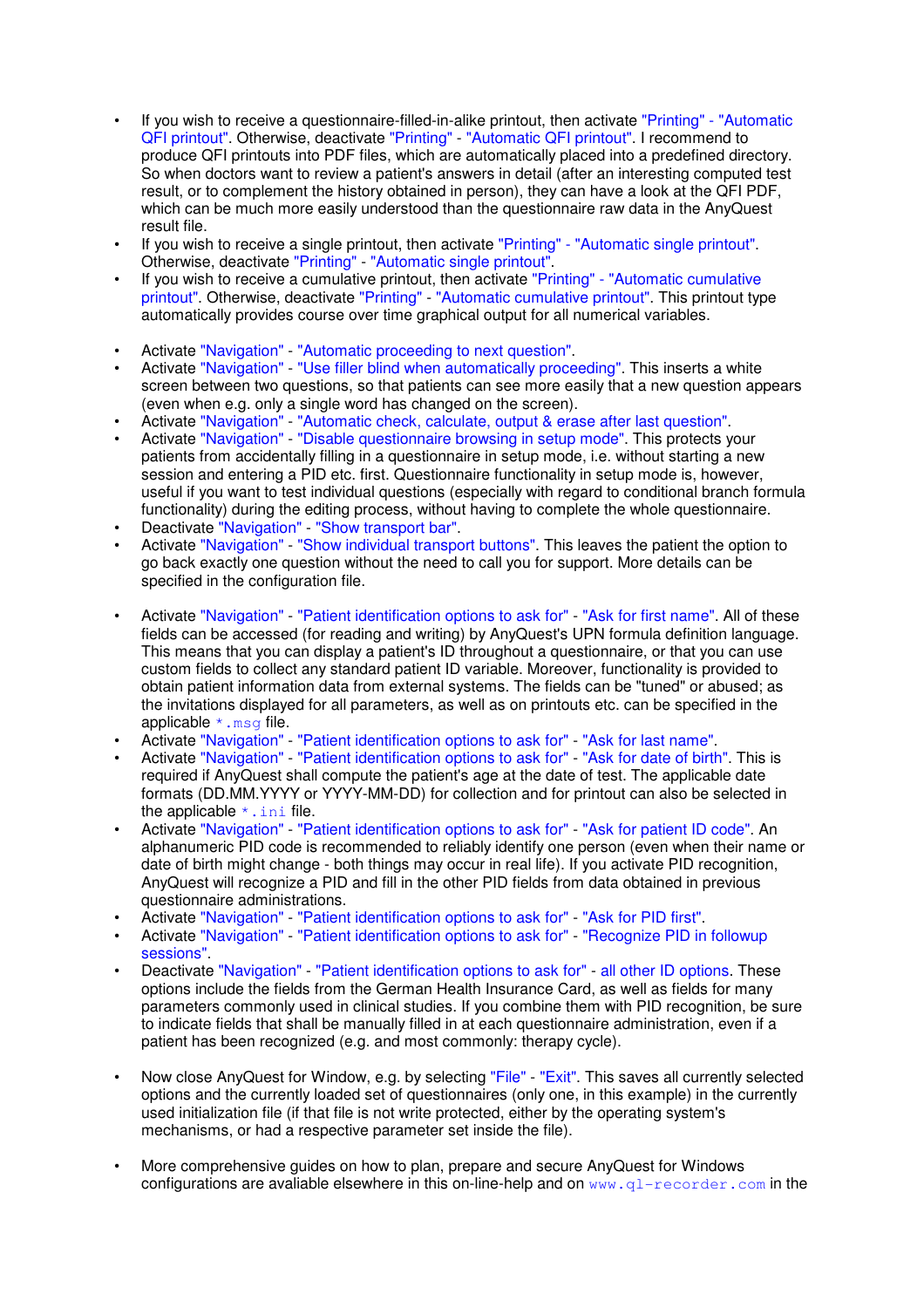- If you wish to receive a questionnaire-filled-in-alike printout, then activate "Printing" - "Automatic QFI printout". Otherwise, deactivate "Printing" - "Automatic QFI printout". I recommend to produce QFI printouts into PDF files, which are automatically placed into a predefined directory. So when doctors want to review a patient's answers in detail (after an interesting computed test result, or to complement the history obtained in person), they can have a look at the QFI PDF, which can be much more easily understood than the questionnaire raw data in the AnyQuest result file.
- If you wish to receive a single printout, then activate "Printing" - "Automatic single printout". Otherwise, deactivate "Printing" - "Automatic single printout".
- If you wish to receive a cumulative printout, then activate "Printing" - "Automatic cumulative printout". Otherwise, deactivate "Printing" - "Automatic cumulative printout". This printout type automatically provides course over time graphical output for all numerical variables.

- Activate "Navigation" - "Automatic proceeding to next question".
- Activate "Navigation" - "Use filler blind when automatically proceeding". This inserts a white screen between two questions, so that patients can see more easily that a new question appears (even when e.g. only a single word has changed on the screen).
- Activate "Navigation" - "Automatic check, calculate, output & erase after last question".
- Activate "Navigation" - "Disable questionnaire browsing in setup mode". This protects your patients from accidentally filling in a questionnaire in setup mode, i.e. without starting a new session and entering a PID etc. first. Questionnaire functionality in setup mode is, however, useful if you want to test individual questions (especially with regard to conditional branch formula functionality) during the editing process, without having to complete the whole questionnaire.
- Deactivate "Navigation" - "Show transport bar".
- Activate "Navigation" - "Show individual transport buttons". This leaves the patient the option to go back exactly one question without the need to call you for support. More details can be specified in the configuration file.

- Activate "Navigation" - "Patient identification options to ask for" - "Ask for first name". All of these fields can be accessed (for reading and writing) by AnyQuest's UPN formula definition language. This means that you can display a patient's ID throughout a questionnaire, or that you can use custom fields to collect any standard patient ID variable. Moreover, functionality is provided to obtain patient information data from external systems. The fields can be "tuned" or abused; as the invitations displayed for all parameters, as well as on printouts etc. can be specified in the applicable `*.msg` file.
- Activate "Navigation" - "Patient identification options to ask for" - "Ask for last name".
- Activate "Navigation" - "Patient identification options to ask for" - "Ask for date of birth". This is required if AnyQuest shall compute the patient's age at the date of test. The applicable date formats (DD.MM.YYYY or YYYY-MM-DD) for collection and for printout can also be selected in the applicable `*.ini` file.
- Activate "Navigation" - "Patient identification options to ask for" - "Ask for patient ID code". An alphanumeric PID code is recommended to reliably identify one person (even when their name or date of birth might change - both things may occur in real life). If you activate PID recognition, AnyQuest will recognize a PID and fill in the other PID fields from data obtained in previous questionnaire administrations.
- Activate "Navigation" - "Patient identification options to ask for" - "Ask for PID first".
- Activate "Navigation" - "Patient identification options to ask for" - "Recognize PID in followup sessions".
- Deactivate "Navigation" - "Patient identification options to ask for" - all other ID options. These options include the fields from the German Health Insurance Card, as well as fields for many parameters commonly used in clinical studies. If you combine them with PID recognition, be sure to indicate fields that shall be manually filled in at each questionnaire administration, even if a patient has been recognized (e.g. and most commonly: therapy cycle).

- Now close AnyQuest for Window, e.g. by selecting "File" - "Exit". This saves all currently selected options and the currently loaded set of questionnaires (only one, in this example) in the currently used initialization file (if that file is not write protected, either by the operating system's mechanisms, or had a respective parameter set inside the file).

- More comprehensive guides on how to plan, prepare and secure AnyQuest for Windows configurations are avaliable elsewhere in this on-line-help and on `www.ql-recorder.com` in the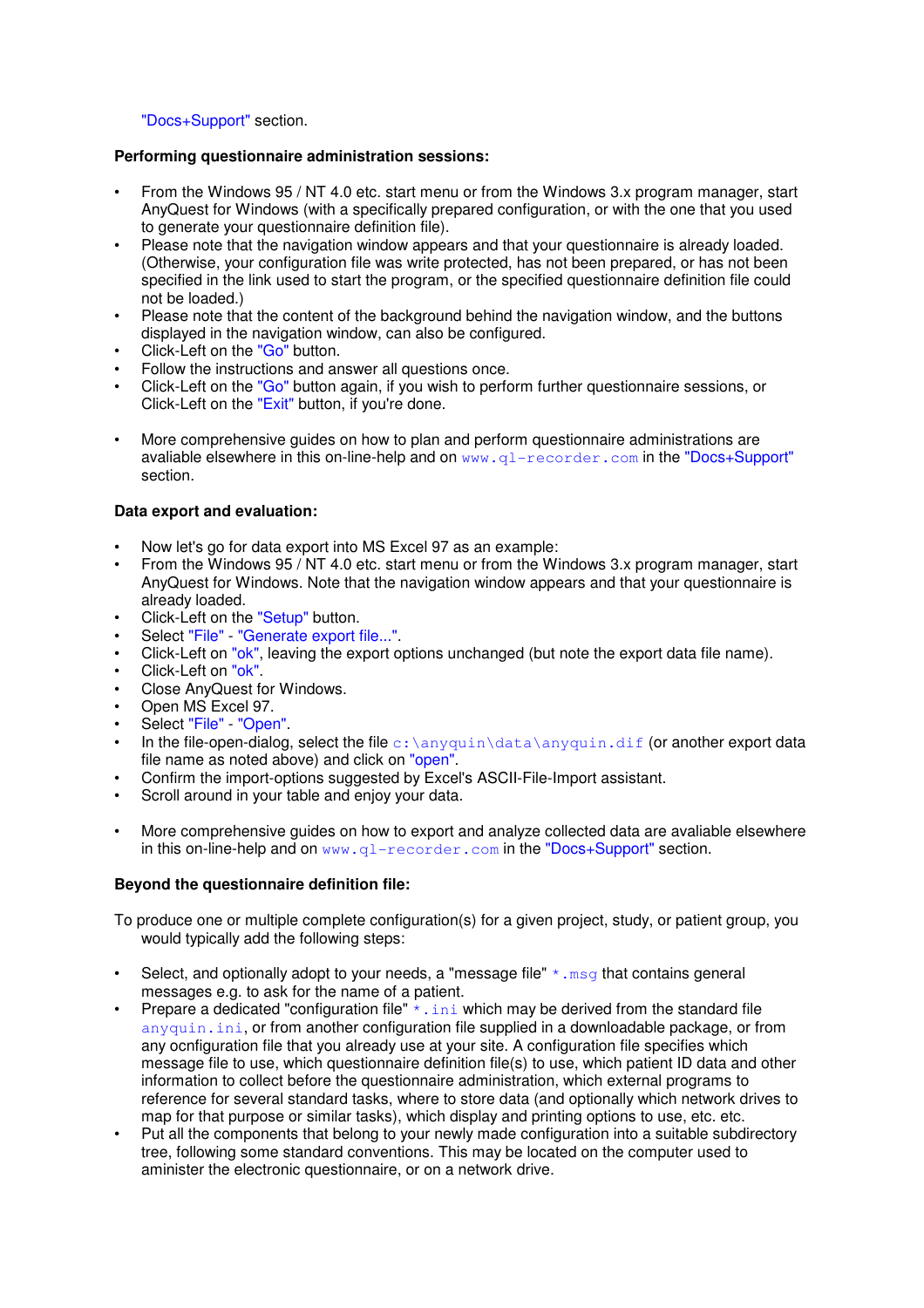"Docs+Support" section.

**Performing questionnaire administration sessions:**

- From the Windows 95 / NT 4.0 etc. start menu or from the Windows 3.x program manager, start AnyQuest for Windows (with a specifically prepared configuration, or with the one that you used to generate your questionnaire definition file).
- Please note that the navigation window appears and that your questionnaire is already loaded. (Otherwise, your configuration file was write protected, has not been prepared, or has not been specified in the link used to start the program, or the specified questionnaire definition file could not be loaded.)
- Please note that the content of the background behind the navigation window, and the buttons displayed in the navigation window, can also be configured.
- Click-Left on the "Go" button.
- Follow the instructions and answer all questions once.
- Click-Left on the "Go" button again, if you wish to perform further questionnaire sessions, or Click-Left on the "Exit" button, if you're done.

- More comprehensive guides on how to plan and perform questionnaire administrations are avaliable elsewhere in this on-line-help and on `www.ql-recorder.com` in the "Docs+Support" section.

**Data export and evaluation:**

- Now let's go for data export into MS Excel 97 as an example:
- From the Windows 95 / NT 4.0 etc. start menu or from the Windows 3.x program manager, start AnyQuest for Windows. Note that the navigation window appears and that your questionnaire is already loaded.
- Click-Left on the "Setup" button.
- Select "File" - "Generate export file...".
- Click-Left on "ok", leaving the export options unchanged (but note the export data file name).
- Click-Left on "ok".
- Close AnyQuest for Windows.
- Open MS Excel 97.
- Select "File" - "Open".
- In the file-open-dialog, select the file `c:\anyquin\data\anyquin.dif` (or another export data file name as noted above) and click on "open".
- Confirm the import-options suggested by Excel's ASCII-File-Import assistant.
- Scroll around in your table and enjoy your data.

- More comprehensive guides on how to export and analyze collected data are avaliable elsewhere in this on-line-help and on `www.ql-recorder.com` in the "Docs+Support" section.

**Beyond the questionnaire definition file:**

To produce one or multiple complete configuration(s) for a given project, study, or patient group, you would typically add the following steps:

- Select, and optionally adopt to your needs, a "message file" `*.msg` that contains general messages e.g. to ask for the name of a patient.
- Prepare a dedicated "configuration file" `*.ini` which may be derived from the standard file `anyquin.ini`, or from another configuration file supplied in a downloadable package, or from any ocnfiguration file that you already use at your site. A configuration file specifies which message file to use, which questionnaire definition file(s) to use, which patient ID data and other information to collect before the questionnaire administration, which external programs to reference for several standard tasks, where to store data (and optionally which network drives to map for that purpose or similar tasks), which display and printing options to use, etc. etc.
- Put all the components that belong to your newly made configuration into a suitable subdirectory tree, following some standard conventions. This may be located on the computer used to aminister the electronic questionnaire, or on a network drive.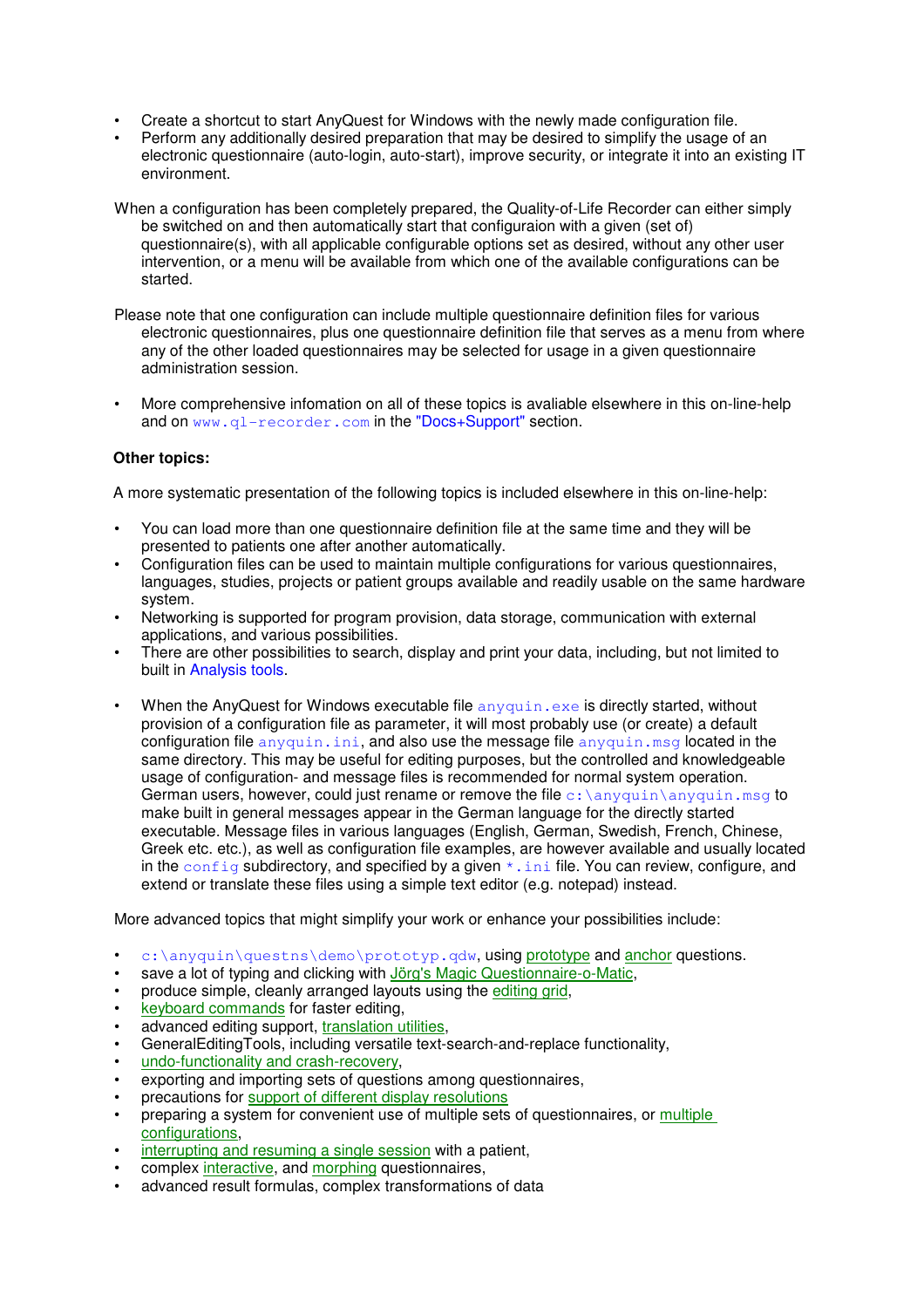- Create a shortcut to start AnyQuest for Windows with the newly made configuration file.
- Perform any additionally desired preparation that may be desired to simplify the usage of an electronic questionnaire (auto-login, auto-start), improve security, or integrate it into an existing IT environment.

When a configuration has been completely prepared, the Quality-of-Life Recorder can either simply be switched on and then automatically start that configuraion with a given (set of) questionnaire(s), with all applicable configurable options set as desired, without any other user intervention, or a menu will be available from which one of the available configurations can be started.

Please note that one configuration can include multiple questionnaire definition files for various electronic questionnaires, plus one questionnaire definition file that serves as a menu from where any of the other loaded questionnaires may be selected for usage in a given questionnaire administration session.

- More comprehensive infomation on all of these topics is avaliable elsewhere in this on-line-help and on `www.ql-recorder.com` in the "Docs+Support" section.

**Other topics:**

A more systematic presentation of the following topics is included elsewhere in this on-line-help:

- You can load more than one questionnaire definition file at the same time and they will be presented to patients one after another automatically.
- Configuration files can be used to maintain multiple configurations for various questionnaires, languages, studies, projects or patient groups available and readily usable on the same hardware system.
- Networking is supported for program provision, data storage, communication with external applications, and various possibilities.
- There are other possibilities to search, display and print your data, including, but not limited to built in Analysis tools.

- When the AnyQuest for Windows executable file `anyquin.exe` is directly started, without provision of a configuration file as parameter, it will most probably use (or create) a default configuration file `anyquin.ini`, and also use the message file `anyquin.msg` located in the same directory. This may be useful for editing purposes, but the controlled and knowledgeable usage of configuration- and message files is recommended for normal system operation. German users, however, could just rename or remove the file `c:\anyquin\anyquin.msg` to make built in general messages appear in the German language for the directly started executable. Message files in various languages (English, German, Swedish, French, Chinese, Greek etc. etc.), as well as configuration file examples, are however available and usually located in the `config` subdirectory, and specified by a given `*.ini` file. You can review, configure, and extend or translate these files using a simple text editor (e.g. notepad) instead.

More advanced topics that might simplify your work or enhance your possibilities include:

- `c:\anyquin\questns\demo\prototyp.qdw`, using prototype and anchor questions.
- save a lot of typing and clicking with Jörg's Magic Questionnaire-o-Matic,
- produce simple, cleanly arranged layouts using the editing grid,
- keyboard commands for faster editing,
- advanced editing support, translation utilities,
- GeneralEditingTools, including versatile text-search-and-replace functionality,
- undo-functionality and crash-recovery,
- exporting and importing sets of questions among questionnaires,
- precautions for support of different display resolutions
- preparing a system for convenient use of multiple sets of questionnaires, or multiple configurations,
- interrupting and resuming a single session with a patient,
- complex interactive, and morphing questionnaires,
- advanced result formulas, complex transformations of data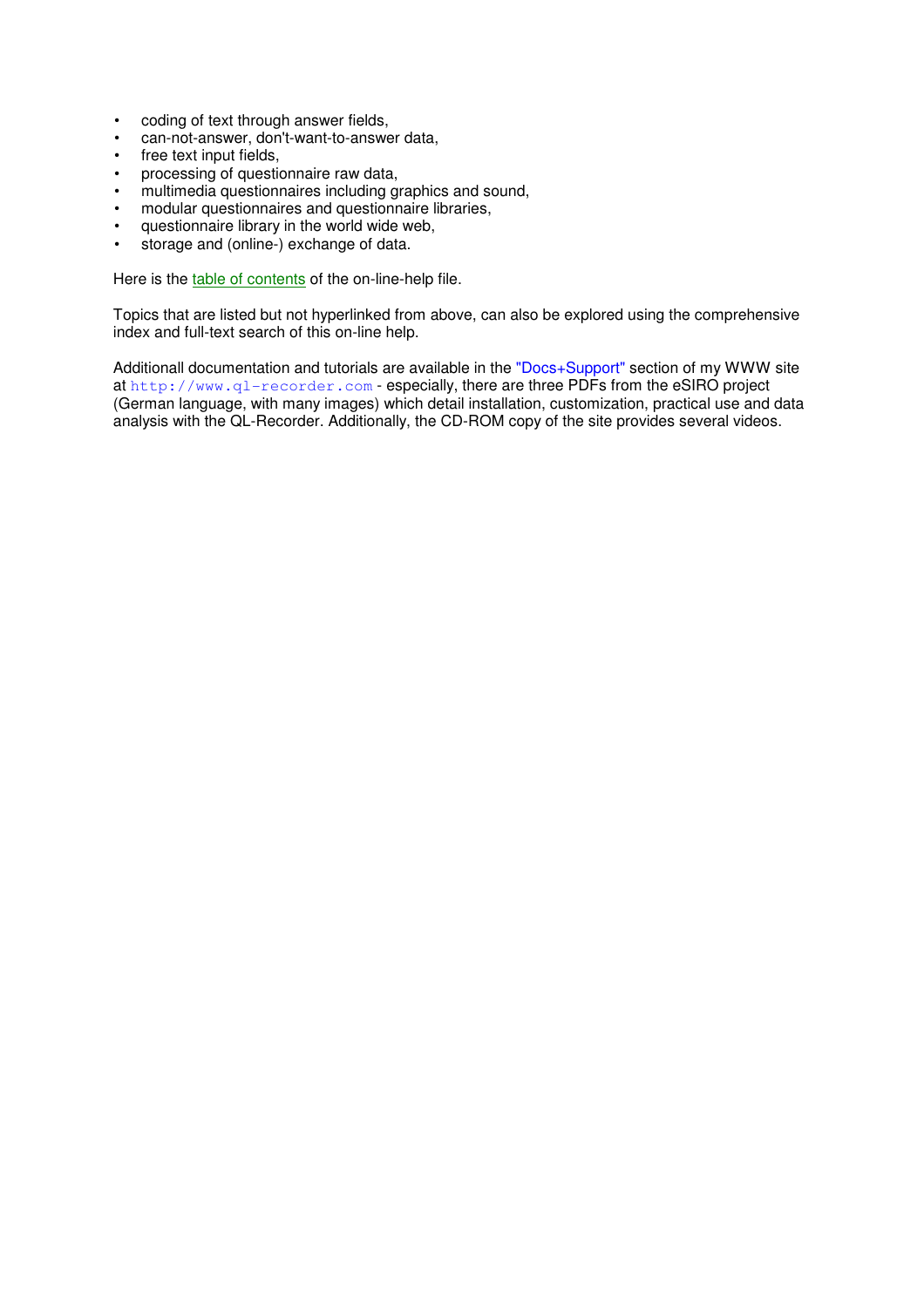- coding of text through answer fields,
- can-not-answer, don't-want-to-answer data,
- free text input fields,
- processing of questionnaire raw data,
- multimedia questionnaires including graphics and sound,
- modular questionnaires and questionnaire libraries,
- questionnaire library in the world wide web,
- storage and (online-) exchange of data.

Here is the table of contents of the on-line-help file.

Topics that are listed but not hyperlinked from above, can also be explored using the comprehensive index and full-text search of this on-line help.

Additionall documentation and tutorials are available in the "Docs+Support" section of my WWW site at `http://www.ql-recorder.com` - especially, there are three PDFs from the eSIRO project (German language, with many images) which detail installation, customization, practical use and data analysis with the QL-Recorder. Additionally, the CD-ROM copy of the site provides several videos.